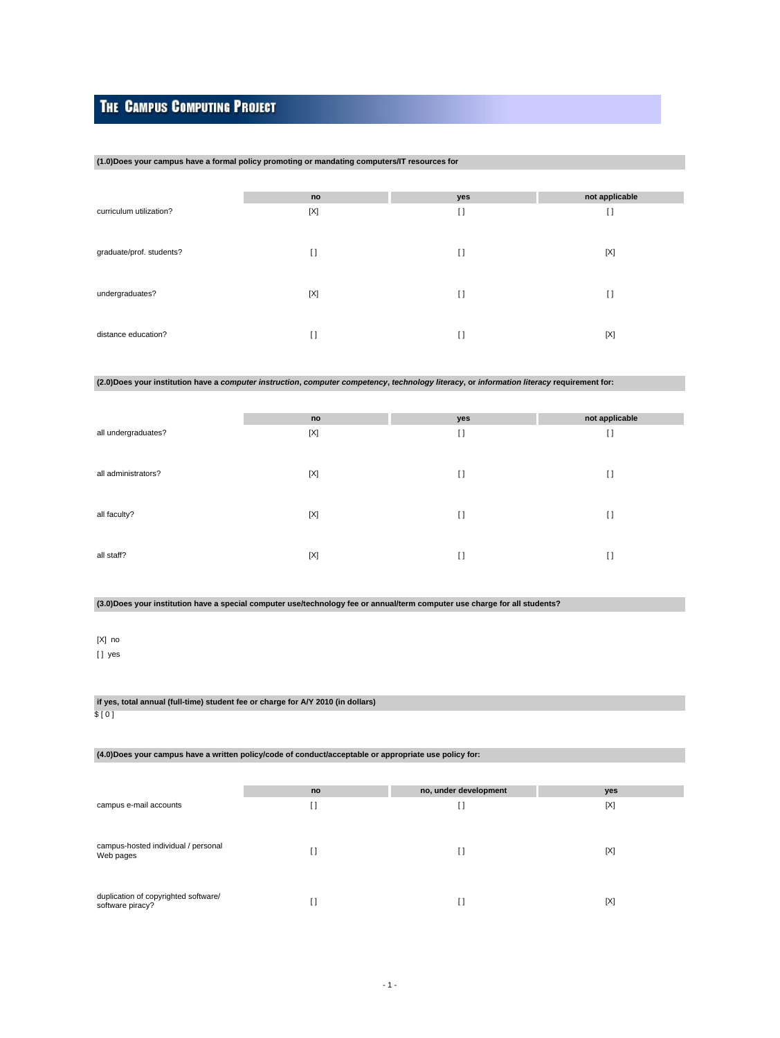# THE CAMPUS COMPUTING PROJECT

**(1.0)Does your campus have a formal policy promoting or mandating computers/IT resources for**

| | no | yes | not applicable |
|---|---|---|---|
| curriculum utilization? | [X] | [ ] | [ ] |
| graduate/prof. students? | [ ] | [ ] | [X] |
| undergraduates? | [X] | [ ] | [ ] |
| distance education? | [ ] | [ ] | [X] |

**(2.0)Does your institution have a *computer instruction*, *computer competency*, *technology literacy*, or *information literacy* requirement for:**

| | no | yes | not applicable |
|---|---|---|---|
| all undergraduates? | [X] | [ ] | [ ] |
| all administrators? | [X] | [ ] | [ ] |
| all faculty? | [X] | [ ] | [ ] |
| all staff? | [X] | [ ] | [ ] |

**(3.0)Does your institution have a special computer use/technology fee or annual/term computer use charge for all students?**

[X] no

[ ] yes

**if yes, total annual (full-time) student fee or charge for A/Y 2010 (in dollars)**

$ [ 0 ]

**(4.0)Does your campus have a written policy/code of conduct/acceptable or appropriate use policy for:**

| | no | no, under development | yes |
|---|---|---|---|
| campus e-mail accounts | [ ] | [ ] | [X] |
| campus-hosted individual / personal Web pages | [ ] | [ ] | [X] |
| duplication of copyrighted software/ software piracy? | [ ] | [ ] | [X] |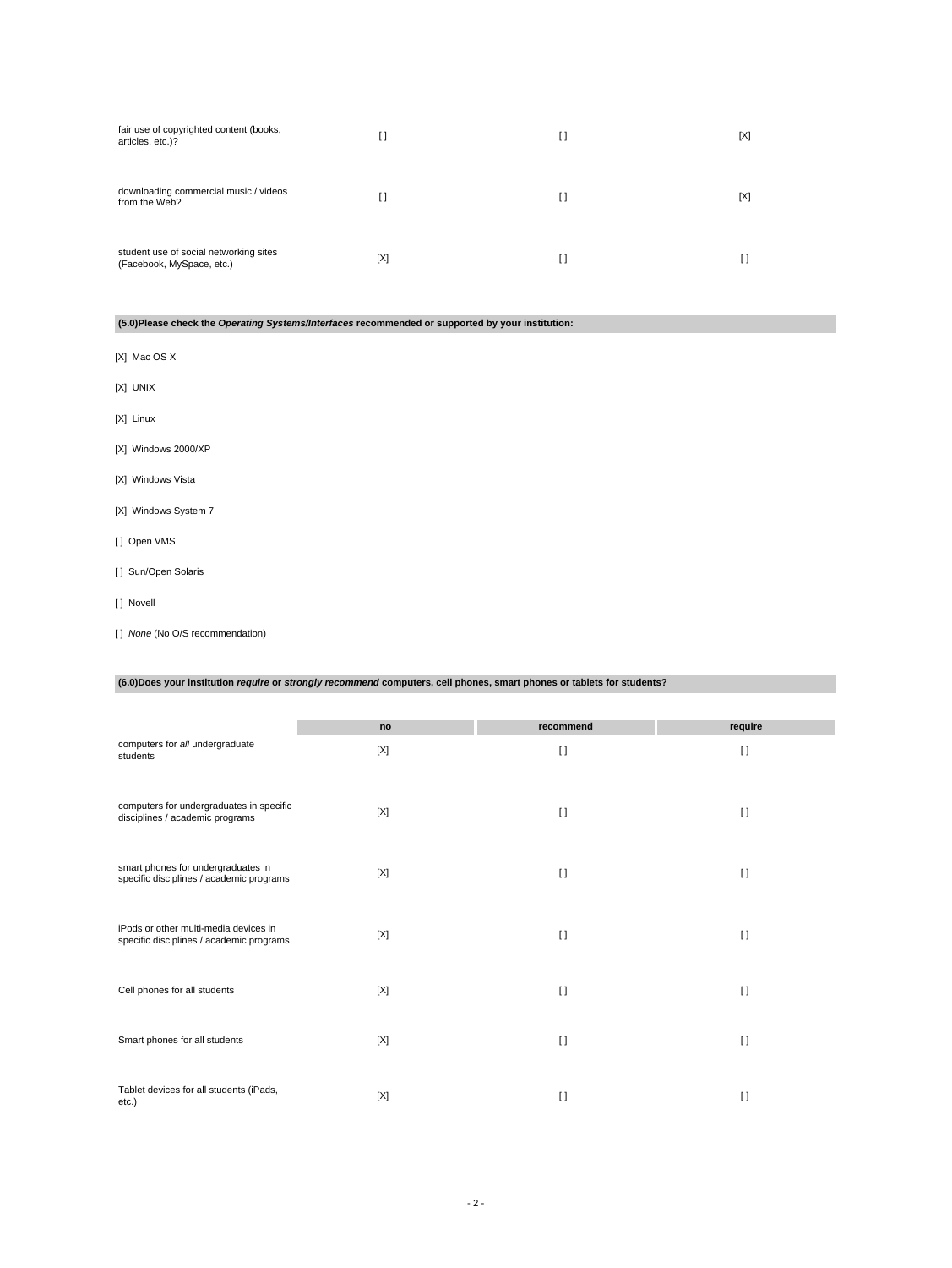| | | | |
|---|---|---|---|
| fair use of copyrighted content (books, articles, etc.)? | [ ] | [ ] | [X] |
| downloading commercial music / videos from the Web? | [ ] | [ ] | [X] |
| student use of social networking sites (Facebook, MySpace, etc.) | [X] | [ ] | [ ] |

**(5.0)Please check the *Operating Systems/Interfaces* recommended or supported by your institution:**

[X] Mac OS X

[X] UNIX

[X] Linux

[X] Windows 2000/XP

[X] Windows Vista

[X] Windows System 7

[ ] Open VMS

[ ] Sun/Open Solaris

[ ] Novell

[ ] *None* (No O/S recommendation)

**(6.0)Does your institution *require* or *strongly recommend* computers, cell phones, smart phones or tablets for students?**

| | no | recommend | require |
|---|---|---|---|
| computers for *all* undergraduate students | [X] | [ ] | [ ] |
| computers for undergraduates in specific disciplines / academic programs | [X] | [ ] | [ ] |
| smart phones for undergraduates in specific disciplines / academic programs | [X] | [ ] | [ ] |
| iPods or other multi-media devices in specific disciplines / academic programs | [X] | [ ] | [ ] |
| Cell phones for all students | [X] | [ ] | [ ] |
| Smart phones for all students | [X] | [ ] | [ ] |
| Tablet devices for all students (iPads, etc.) | [X] | [ ] | [ ] |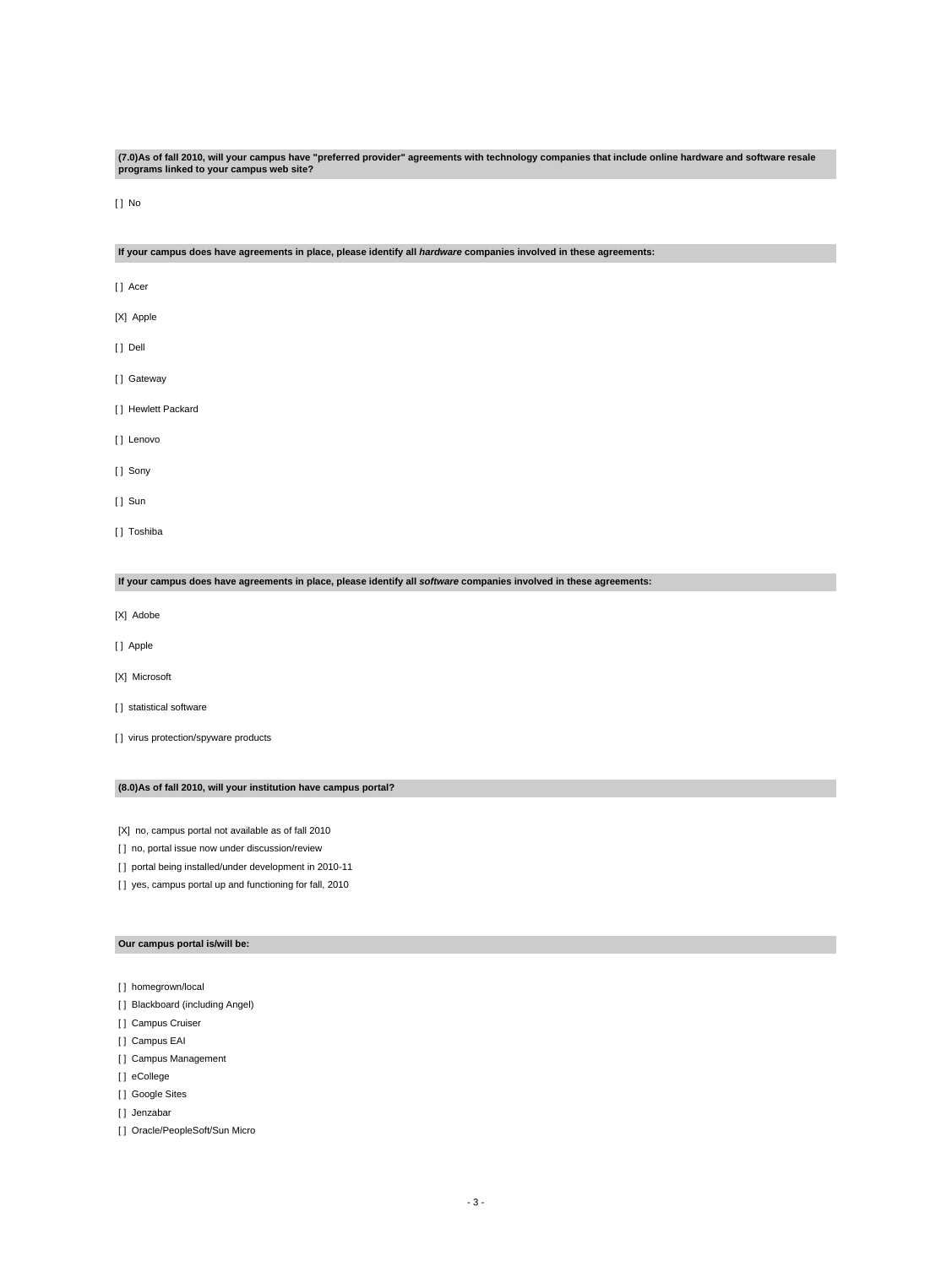**(7.0)As of fall 2010, will your campus have "preferred provider" agreements with technology companies that include online hardware and software resale programs linked to your campus web site?**

[ ] No

**If your campus does have agreements in place, please identify all *hardware* companies involved in these agreements:**

[ ] Acer

[X] Apple

[ ] Dell

[ ] Gateway

[ ] Hewlett Packard

[ ] Lenovo

[ ] Sony

[ ] Sun

[ ] Toshiba

**If your campus does have agreements in place, please identify all *software* companies involved in these agreements:**

[X] Adobe

[ ] Apple

[X] Microsoft

[ ] statistical software

[ ] virus protection/spyware products

**(8.0)As of fall 2010, will your institution have campus portal?**

[X] no, campus portal not available as of fall 2010
[ ] no, portal issue now under discussion/review
[ ] portal being installed/under development in 2010-11
[ ] yes, campus portal up and functioning for fall, 2010

**Our campus portal is/will be:**

[ ] homegrown/local
[ ] Blackboard (including Angel)
[ ] Campus Cruiser
[ ] Campus EAI
[ ] Campus Management
[ ] eCollege
[ ] Google Sites
[ ] Jenzabar
[ ] Oracle/PeopleSoft/Sun Micro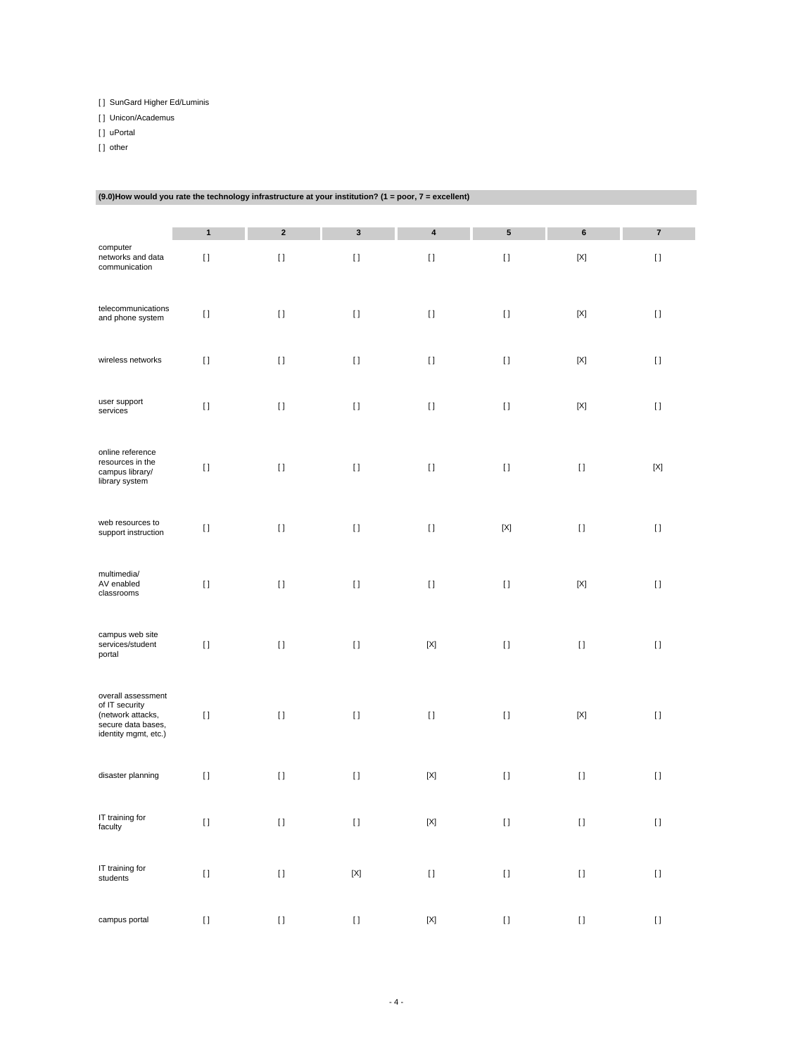[ ] SunGard Higher Ed/Luminis

[ ] Unicon/Academus

[ ] uPortal

[ ] other

**(9.0)How would you rate the technology infrastructure at your institution? (1 = poor, 7 = excellent)**

| | 1 | 2 | 3 | 4 | 5 | 6 | 7 |
|---|---|---|---|---|---|---|---|
| computer networks and data communication | [ ] | [ ] | [ ] | [ ] | [ ] | [X] | [ ] |
| telecommunications and phone system | [ ] | [ ] | [ ] | [ ] | [ ] | [X] | [ ] |
| wireless networks | [ ] | [ ] | [ ] | [ ] | [ ] | [X] | [ ] |
| user support services | [ ] | [ ] | [ ] | [ ] | [ ] | [X] | [ ] |
| online reference resources in the campus library/ library system | [ ] | [ ] | [ ] | [ ] | [ ] | [ ] | [X] |
| web resources to support instruction | [ ] | [ ] | [ ] | [ ] | [X] | [ ] | [ ] |
| multimedia/ AV enabled classrooms | [ ] | [ ] | [ ] | [ ] | [ ] | [X] | [ ] |
| campus web site services/student portal | [ ] | [ ] | [ ] | [X] | [ ] | [ ] | [ ] |
| overall assessment of IT security (network attacks, secure data bases, identity mgmt, etc.) | [ ] | [ ] | [ ] | [ ] | [ ] | [X] | [ ] |
| disaster planning | [ ] | [ ] | [ ] | [X] | [ ] | [ ] | [ ] |
| IT training for faculty | [ ] | [ ] | [ ] | [X] | [ ] | [ ] | [ ] |
| IT training for students | [ ] | [ ] | [X] | [ ] | [ ] | [ ] | [ ] |
| campus portal | [ ] | [ ] | [ ] | [X] | [ ] | [ ] | [ ] |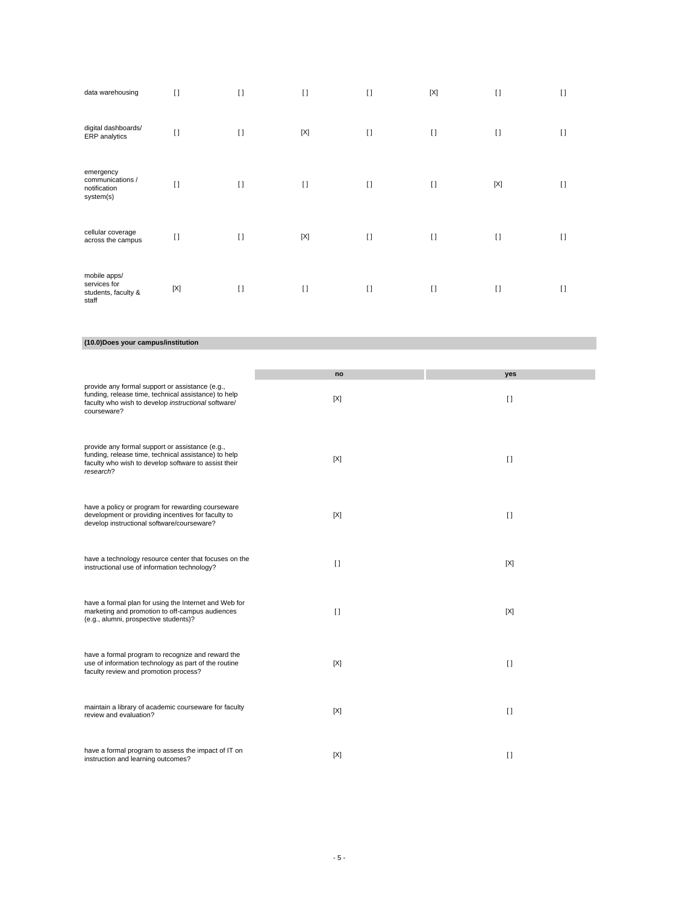| | | | | | | | |
|---|---|---|---|---|---|---|---|
| data warehousing | [ ] | [ ] | [ ] | [ ] | [X] | [ ] | [ ] |
| digital dashboards/ ERP analytics | [ ] | [ ] | [X] | [ ] | [ ] | [ ] | [ ] |
| emergency communications / notification system(s) | [ ] | [ ] | [ ] | [ ] | [ ] | [X] | [ ] |
| cellular coverage across the campus | [ ] | [ ] | [X] | [ ] | [ ] | [ ] | [ ] |
| mobile apps/ services for students, faculty & staff | [X] | [ ] | [ ] | [ ] | [ ] | [ ] | [ ] |

**(10.0)Does your campus/institution**

| | no | yes |
|---|---|---|
| provide any formal support or assistance (e.g., funding, release time, technical assistance) to help faculty who wish to develop *instructional* software/ courseware? | [X] | [ ] |
| provide any formal support or assistance (e.g., funding, release time, technical assistance) to help faculty who wish to develop software to assist their *research*? | [X] | [ ] |
| have a policy or program for rewarding courseware development or providing incentives for faculty to develop instructional software/courseware? | [X] | [ ] |
| have a technology resource center that focuses on the instructional use of information technology? | [ ] | [X] |
| have a formal plan for using the Internet and Web for marketing and promotion to off-campus audiences (e.g., alumni, prospective students)? | [ ] | [X] |
| have a formal program to recognize and reward the use of information technology as part of the routine faculty review and promotion process? | [X] | [ ] |
| maintain a library of academic courseware for faculty review and evaluation? | [X] | [ ] |
| have a formal program to assess the impact of IT on instruction and learning outcomes? | [X] | [ ] |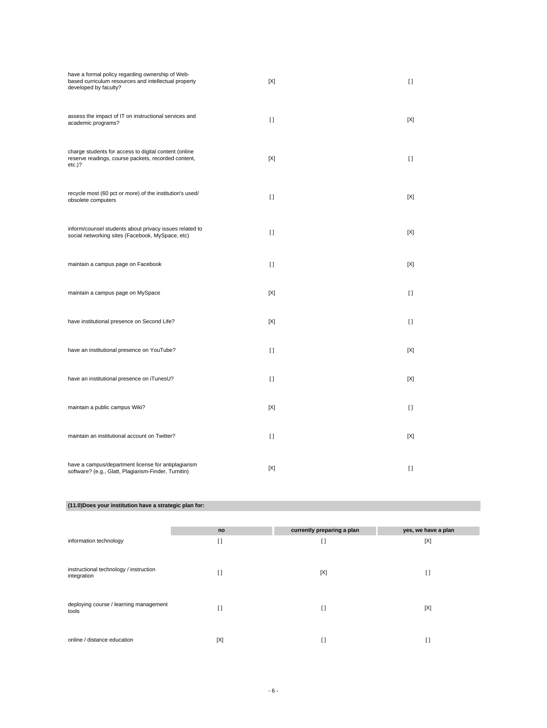| | | |
|---|---|---|
| have a formal policy regarding ownership of Web-based curriculum resources and intellectual property developed by faculty? | [X] | [ ] |
| assess the impact of IT on instructional services and academic programs? | [ ] | [X] |
| charge students for access to digital content (online reserve readings, course packets, recorded content, etc.)? | [X] | [ ] |
| recycle most (60 pct or more) of the institution's used/ obsolete computers | [ ] | [X] |
| inform/counsel students about privacy issues related to social networking sites (Facebook, MySpace, etc) | [ ] | [X] |
| maintain a campus page on Facebook | [ ] | [X] |
| maintain a campus page on MySpace | [X] | [ ] |
| have institutional presence on Second Life? | [X] | [ ] |
| have an institutional presence on YouTube? | [ ] | [X] |
| have an institutional presence on iTunesU? | [ ] | [X] |
| maintain a public campus Wiki? | [X] | [ ] |
| maintain an institutional account on Twitter? | [ ] | [X] |
| have a campus/department license for antiplagiarism software? (e.g., Glatt, Plagiarism-Finder, Turnitin) | [X] | [ ] |

**(11.0)Does your institution have a strategic plan for:**

| | no | currently preparing a plan | yes, we have a plan |
|---|---|---|---|
| information technology | [ ] | [ ] | [X] |
| instructional technology / instruction integration | [ ] | [X] | [ ] |
| deploying course / learning management tools | [ ] | [ ] | [X] |
| online / distance education | [X] | [ ] | [ ] |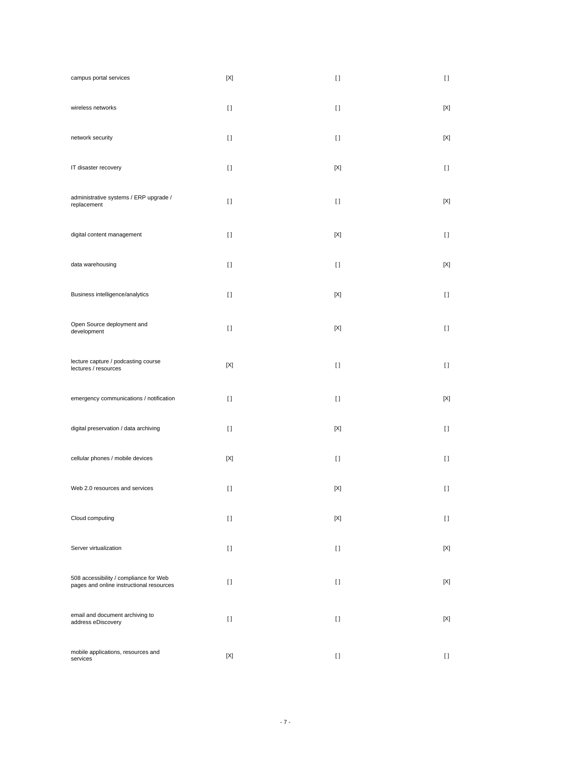| | | | |
|---|---|---|---|
| campus portal services | [X] | [] | [] |
| wireless networks | [] | [] | [X] |
| network security | [] | [] | [X] |
| IT disaster recovery | [] | [X] | [] |
| administrative systems / ERP upgrade / replacement | [] | [] | [X] |
| digital content management | [] | [X] | [] |
| data warehousing | [] | [] | [X] |
| Business intelligence/analytics | [] | [X] | [] |
| Open Source deployment and development | [] | [X] | [] |
| lecture capture / podcasting course lectures / resources | [X] | [] | [] |
| emergency communications / notification | [] | [] | [X] |
| digital preservation / data archiving | [] | [X] | [] |
| cellular phones / mobile devices | [X] | [] | [] |
| Web 2.0 resources and services | [] | [X] | [] |
| Cloud computing | [] | [X] | [] |
| Server virtualization | [] | [] | [X] |
| 508 accessibility / compliance for Web pages and online instructional resources | [] | [] | [X] |
| email and document archiving to address eDiscovery | [] | [] | [X] |
| mobile applications, resources and services | [X] | [] | [] |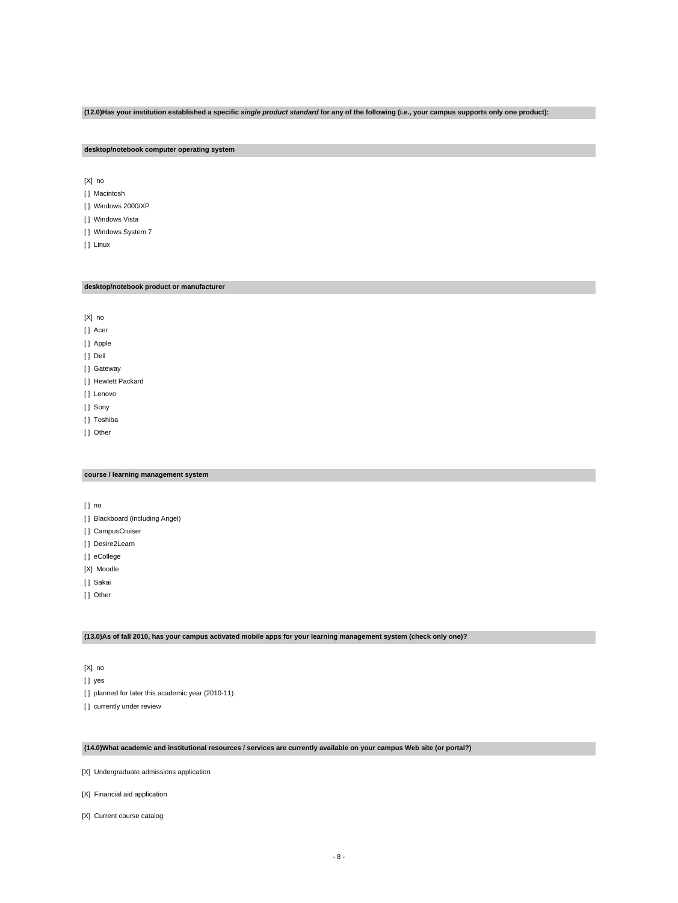**(12.0)Has your institution established a specific *single product standard* for any of the following (i.e., your campus supports only one product):**

**desktop/notebook computer operating system**

[X] no

[ ] Macintosh

[ ] Windows 2000/XP

[ ] Windows Vista

[ ] Windows System 7

[ ] Linux

**desktop/notebook product or manufacturer**

[X] no

[ ] Acer

[ ] Apple

[ ] Dell

[ ] Gateway

[ ] Hewlett Packard

[ ] Lenovo

[ ] Sony

[ ] Toshiba

[ ] Other

**course / learning management system**

[ ] no

[ ] Blackboard (including Angel)

[ ] CampusCruiser

[ ] Desire2Learn

[ ] eCollege

[X] Moodle

[ ] Sakai

[ ] Other

**(13.0)As of fall 2010, has your campus activated mobile apps for your learning management system (check only one)?**

[X] no

[ ] yes

[ ] planned for later this academic year (2010-11)

[ ] currently under review

**(14.0)What academic and institutional resources / services are currently available on your campus Web site (or portal?)**

[X] Undergraduate admissions application

[X] Financial aid application

[X] Current course catalog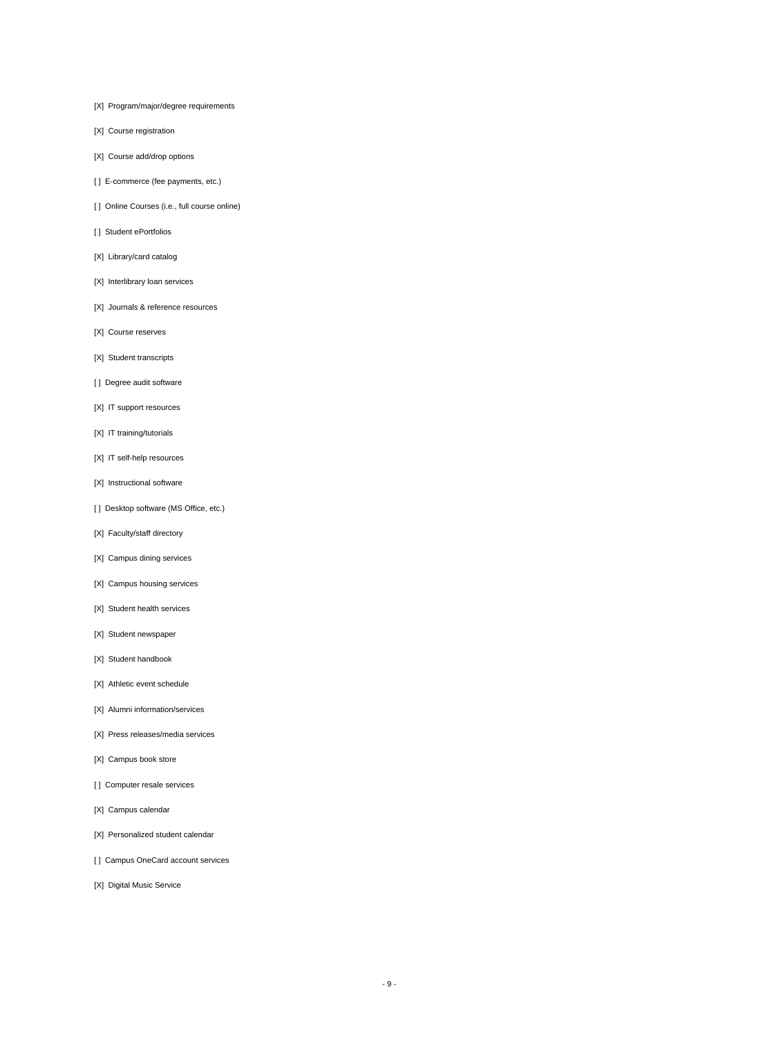[X] Program/major/degree requirements

[X] Course registration

[X] Course add/drop options

[ ] E-commerce (fee payments, etc.)

[ ] Online Courses (i.e., full course online)

[ ] Student ePortfolios

[X] Library/card catalog

[X] Interlibrary loan services

[X] Journals & reference resources

[X] Course reserves

[X] Student transcripts

[ ] Degree audit software

[X] IT support resources

[X] IT training/tutorials

[X] IT self-help resources

[X] Instructional software

[ ] Desktop software (MS Office, etc.)

[X] Faculty/staff directory

[X] Campus dining services

[X] Campus housing services

[X] Student health services

[X] Student newspaper

[X] Student handbook

[X] Athletic event schedule

[X] Alumni information/services

[X] Press releases/media services

[X] Campus book store

[ ] Computer resale services

[X] Campus calendar

[X] Personalized student calendar

[ ] Campus OneCard account services

[X] Digital Music Service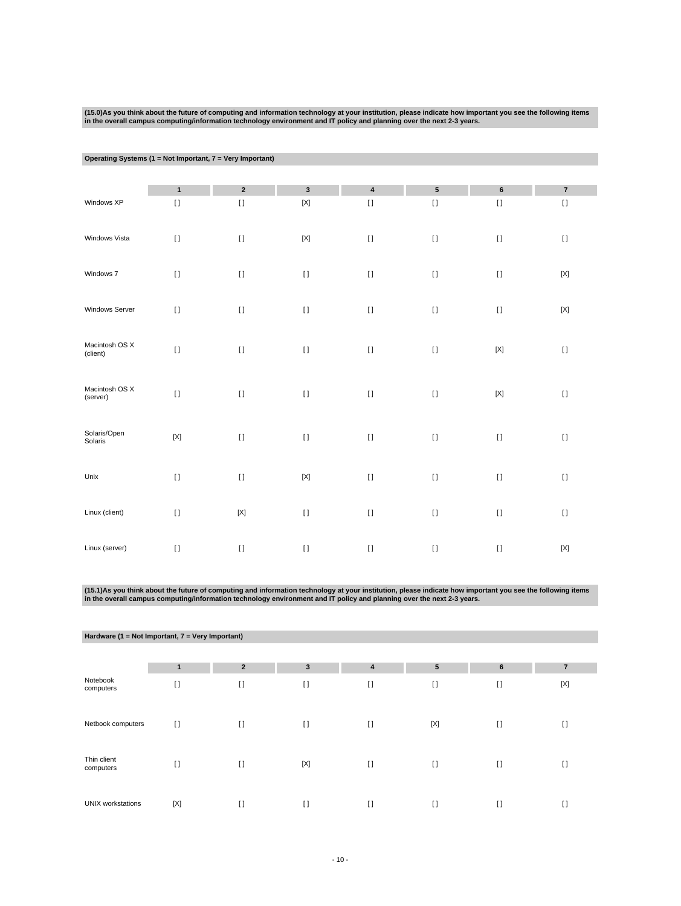**(15.0)As you think about the future of computing and information technology at your institution, please indicate how important you see the following items in the overall campus computing/information technology environment and IT policy and planning over the next 2-3 years.**

**Operating Systems (1 = Not Important, 7 = Very Important)**

| | 1 | 2 | 3 | 4 | 5 | 6 | 7 |
|---|---|---|---|---|---|---|---|
| Windows XP | [ ] | [ ] | [X] | [ ] | [ ] | [ ] | [ ] |
| Windows Vista | [ ] | [ ] | [X] | [ ] | [ ] | [ ] | [ ] |
| Windows 7 | [ ] | [ ] | [ ] | [ ] | [ ] | [ ] | [X] |
| Windows Server | [ ] | [ ] | [ ] | [ ] | [ ] | [ ] | [X] |
| Macintosh OS X (client) | [ ] | [ ] | [ ] | [ ] | [ ] | [X] | [ ] |
| Macintosh OS X (server) | [ ] | [ ] | [ ] | [ ] | [ ] | [X] | [ ] |
| Solaris/Open Solaris | [X] | [ ] | [ ] | [ ] | [ ] | [ ] | [ ] |
| Unix | [ ] | [ ] | [X] | [ ] | [ ] | [ ] | [ ] |
| Linux (client) | [ ] | [X] | [ ] | [ ] | [ ] | [ ] | [ ] |
| Linux (server) | [ ] | [ ] | [ ] | [ ] | [ ] | [ ] | [X] |

**(15.1)As you think about the future of computing and information technology at your institution, please indicate how important you see the following items in the overall campus computing/information technology environment and IT policy and planning over the next 2-3 years.**

**Hardware (1 = Not Important, 7 = Very Important)**

| | 1 | 2 | 3 | 4 | 5 | 6 | 7 |
|---|---|---|---|---|---|---|---|
| Notebook computers | [ ] | [ ] | [ ] | [ ] | [ ] | [ ] | [X] |
| Netbook computers | [ ] | [ ] | [ ] | [ ] | [X] | [ ] | [ ] |
| Thin client computers | [ ] | [ ] | [X] | [ ] | [ ] | [ ] | [ ] |
| UNIX workstations | [X] | [ ] | [ ] | [ ] | [ ] | [ ] | [ ] |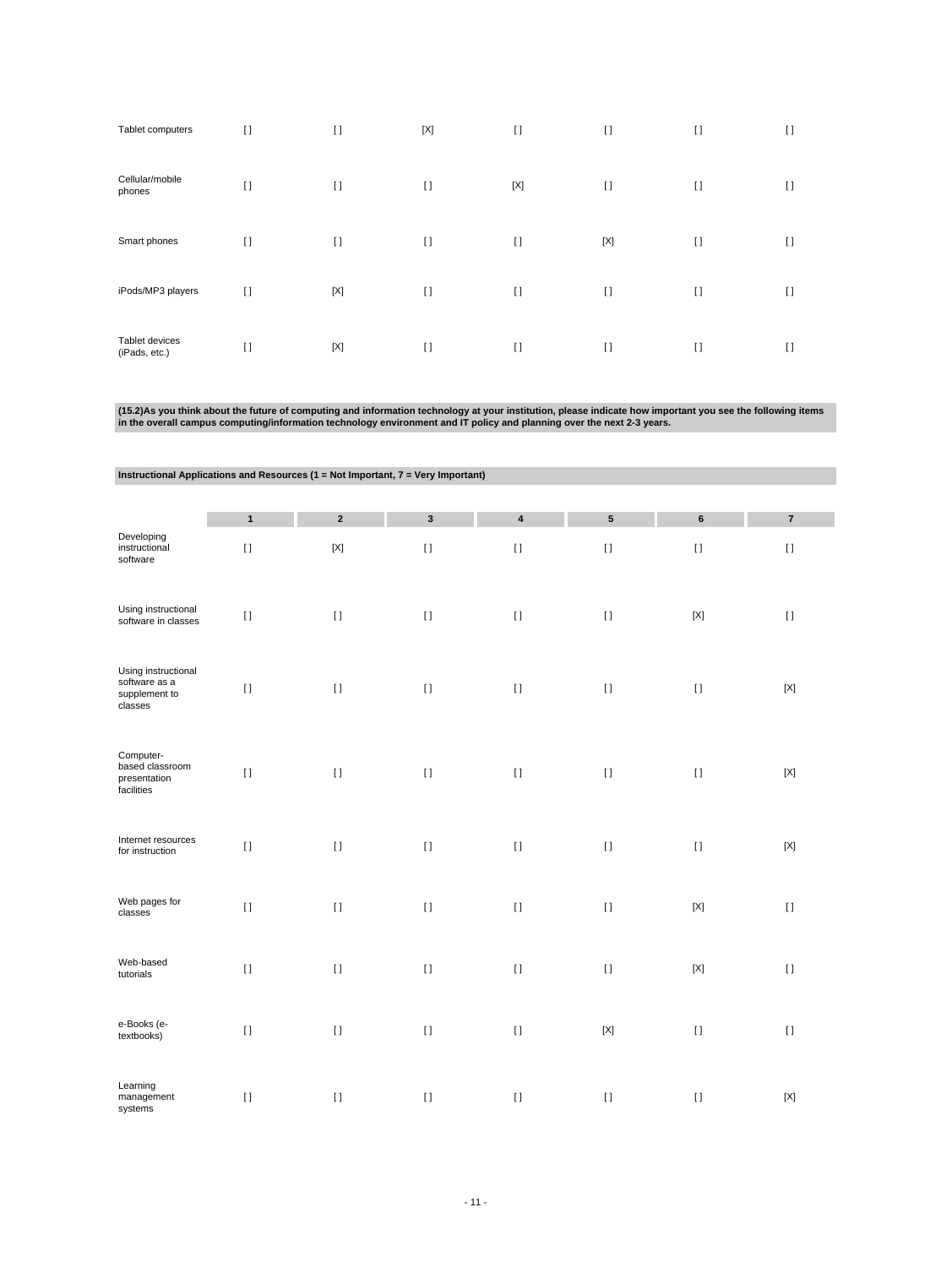| | | | | | | | |
|---|---|---|---|---|---|---|---|
| Tablet computers | [] | [] | [X] | [] | [] | [] | [] |
| Cellular/mobile phones | [] | [] | [] | [X] | [] | [] | [] |
| Smart phones | [] | [] | [] | [] | [X] | [] | [] |
| iPods/MP3 players | [] | [X] | [] | [] | [] | [] | [] |
| Tablet devices (iPads, etc.) | [] | [X] | [] | [] | [] | [] | [] |

**(15.2)As you think about the future of computing and information technology at your institution, please indicate how important you see the following items in the overall campus computing/information technology environment and IT policy and planning over the next 2-3 years.**

**Instructional Applications and Resources (1 = Not Important, 7 = Very Important)**

| | 1 | 2 | 3 | 4 | 5 | 6 | 7 |
|---|---|---|---|---|---|---|---|
| Developing instructional software | [] | [X] | [] | [] | [] | [] | [] |
| Using instructional software in classes | [] | [] | [] | [] | [] | [X] | [] |
| Using instructional software as a supplement to classes | [] | [] | [] | [] | [] | [] | [X] |
| Computer-based classroom presentation facilities | [] | [] | [] | [] | [] | [] | [X] |
| Internet resources for instruction | [] | [] | [] | [] | [] | [] | [X] |
| Web pages for classes | [] | [] | [] | [] | [] | [X] | [] |
| Web-based tutorials | [] | [] | [] | [] | [] | [X] | [] |
| e-Books (e-textbooks) | [] | [] | [] | [] | [X] | [] | [] |
| Learning management systems | [] | [] | [] | [] | [] | [] | [X] |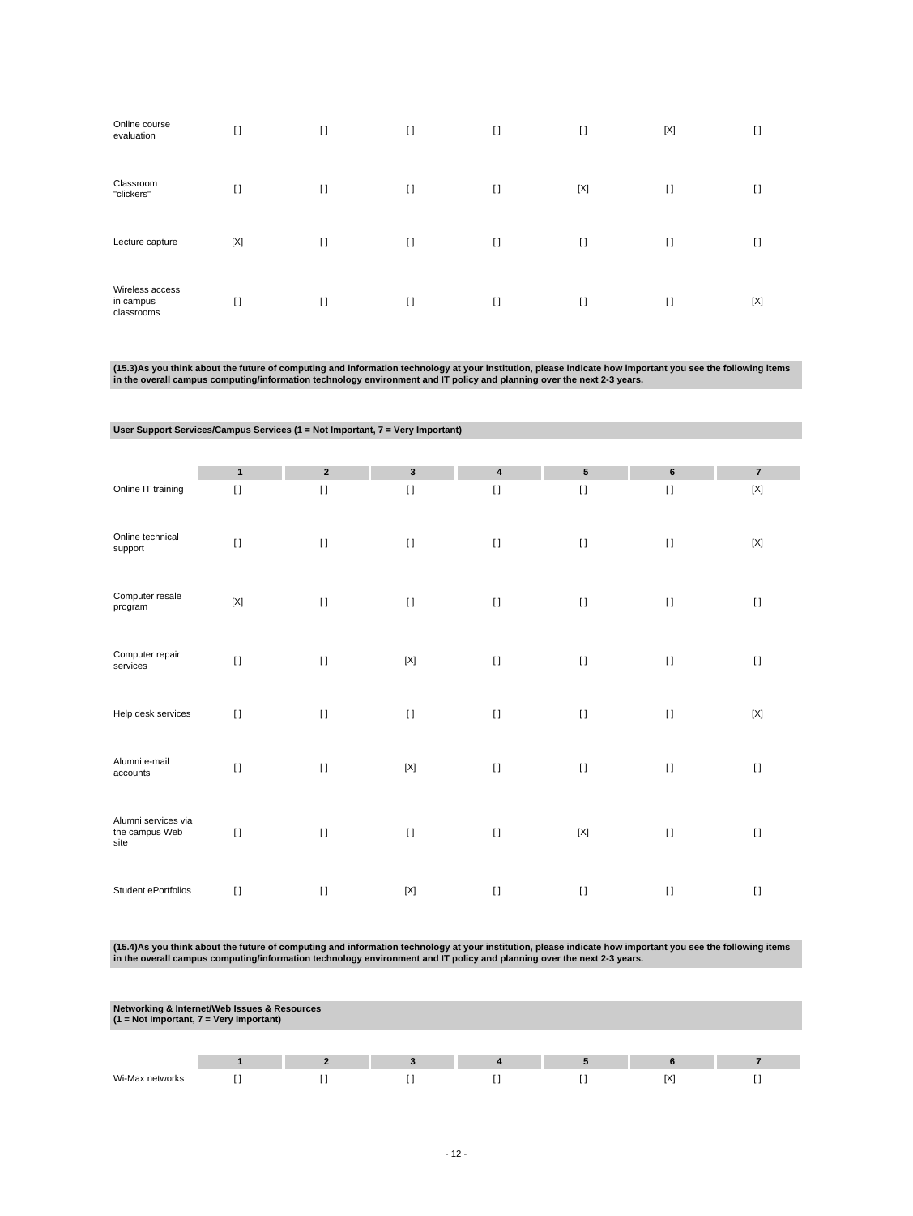| | | | | | | | |
|---|---|---|---|---|---|---|---|
| Online course evaluation | [] | [] | [] | [] | [] | [X] | [] |
| Classroom "clickers" | [] | [] | [] | [] | [X] | [] | [] |
| Lecture capture | [X] | [] | [] | [] | [] | [] | [] |
| Wireless access in campus classrooms | [] | [] | [] | [] | [] | [] | [X] |

**(15.3)As you think about the future of computing and information technology at your institution, please indicate how important you see the following items in the overall campus computing/information technology environment and IT policy and planning over the next 2-3 years.**

**User Support Services/Campus Services (1 = Not Important, 7 = Very Important)**

| | 1 | 2 | 3 | 4 | 5 | 6 | 7 |
|---|---|---|---|---|---|---|---|
| Online IT training | [] | [] | [] | [] | [] | [] | [X] |
| Online technical support | [] | [] | [] | [] | [] | [] | [X] |
| Computer resale program | [X] | [] | [] | [] | [] | [] | [] |
| Computer repair services | [] | [] | [X] | [] | [] | [] | [] |
| Help desk services | [] | [] | [] | [] | [] | [] | [X] |
| Alumni e-mail accounts | [] | [] | [X] | [] | [] | [] | [] |
| Alumni services via the campus Web site | [] | [] | [] | [] | [X] | [] | [] |
| Student ePortfolios | [] | [] | [X] | [] | [] | [] | [] |

**(15.4)As you think about the future of computing and information technology at your institution, please indicate how important you see the following items in the overall campus computing/information technology environment and IT policy and planning over the next 2-3 years.**

**Networking & Internet/Web Issues & Resources (1 = Not Important, 7 = Very Important)**

| | 1 | 2 | 3 | 4 | 5 | 6 | 7 |
|---|---|---|---|---|---|---|---|
| Wi-Max networks | [] | [] | [] | [] | [] | [X] | [] |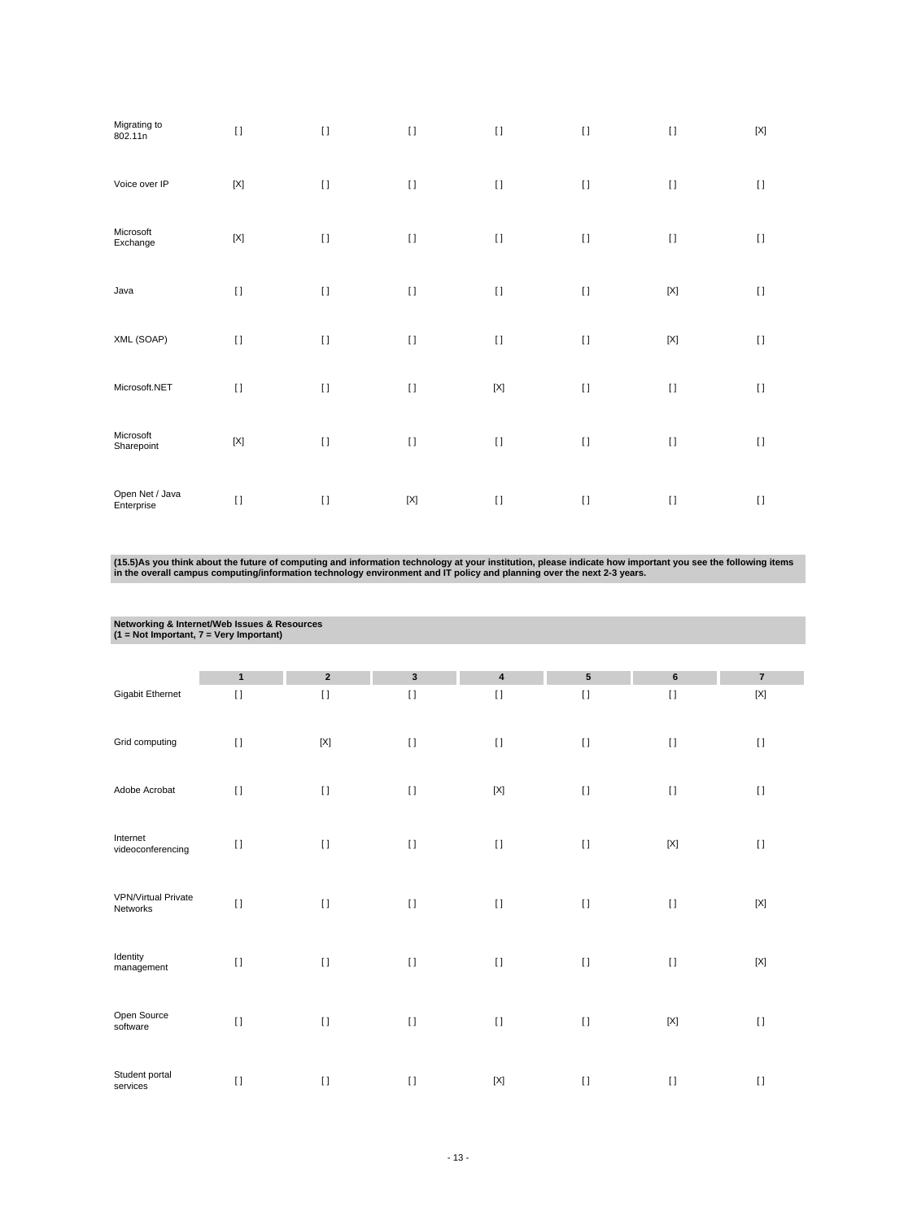| | | | | | | | |
|---|---|---|---|---|---|---|---|
| Migrating to 802.11n | [] | [] | [] | [] | [] | [] | [X] |
| Voice over IP | [X] | [] | [] | [] | [] | [] | [] |
| Microsoft Exchange | [X] | [] | [] | [] | [] | [] | [] |
| Java | [] | [] | [] | [] | [] | [X] | [] |
| XML (SOAP) | [] | [] | [] | [] | [] | [X] | [] |
| Microsoft.NET | [] | [] | [] | [X] | [] | [] | [] |
| Microsoft Sharepoint | [X] | [] | [] | [] | [] | [] | [] |
| Open Net / Java Enterprise | [] | [] | [X] | [] | [] | [] | [] |

**(15.5)As you think about the future of computing and information technology at your institution, please indicate how important you see the following items in the overall campus computing/information technology environment and IT policy and planning over the next 2-3 years.**

**Networking & Internet/Web Issues & Resources**
**(1 = Not Important, 7 = Very Important)**

| | 1 | 2 | 3 | 4 | 5 | 6 | 7 |
|---|---|---|---|---|---|---|---|
| Gigabit Ethernet | [] | [] | [] | [] | [] | [] | [X] |
| Grid computing | [] | [X] | [] | [] | [] | [] | [] |
| Adobe Acrobat | [] | [] | [] | [X] | [] | [] | [] |
| Internet videoconferencing | [] | [] | [] | [] | [] | [X] | [] |
| VPN/Virtual Private Networks | [] | [] | [] | [] | [] | [] | [X] |
| Identity management | [] | [] | [] | [] | [] | [] | [X] |
| Open Source software | [] | [] | [] | [] | [] | [X] | [] |
| Student portal services | [] | [] | [] | [X] | [] | [] | [] |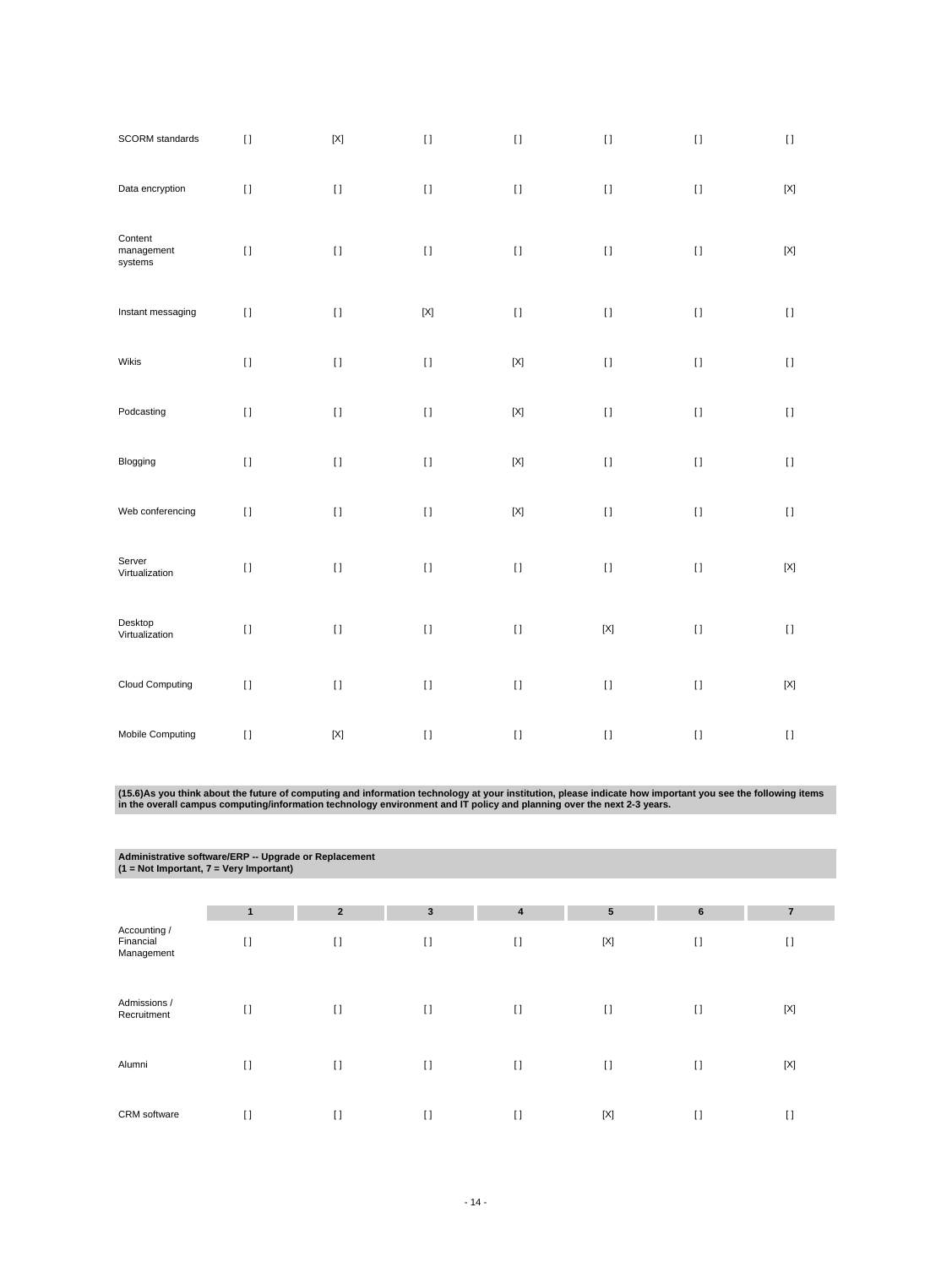| | | | | | | | |
|---|---|---|---|---|---|---|---|
| SCORM standards | [] | [X] | [] | [] | [] | [] | [] |
| Data encryption | [] | [] | [] | [] | [] | [] | [X] |
| Content management systems | [] | [] | [] | [] | [] | [] | [X] |
| Instant messaging | [] | [] | [X] | [] | [] | [] | [] |
| Wikis | [] | [] | [] | [X] | [] | [] | [] |
| Podcasting | [] | [] | [] | [X] | [] | [] | [] |
| Blogging | [] | [] | [] | [X] | [] | [] | [] |
| Web conferencing | [] | [] | [] | [X] | [] | [] | [] |
| Server Virtualization | [] | [] | [] | [] | [] | [] | [X] |
| Desktop Virtualization | [] | [] | [] | [] | [X] | [] | [] |
| Cloud Computing | [] | [] | [] | [] | [] | [] | [X] |
| Mobile Computing | [] | [X] | [] | [] | [] | [] | [] |

**(15.6)As you think about the future of computing and information technology at your institution, please indicate how important you see the following items in the overall campus computing/information technology environment and IT policy and planning over the next 2-3 years.**

**Administrative software/ERP -- Upgrade or Replacement**
**(1 = Not Important, 7 = Very Important)**

| | 1 | 2 | 3 | 4 | 5 | 6 | 7 |
|---|---|---|---|---|---|---|---|
| Accounting / Financial Management | [] | [] | [] | [] | [X] | [] | [] |
| Admissions / Recruitment | [] | [] | [] | [] | [] | [] | [X] |
| Alumni | [] | [] | [] | [] | [] | [] | [X] |
| CRM software | [] | [] | [] | [] | [X] | [] | [] |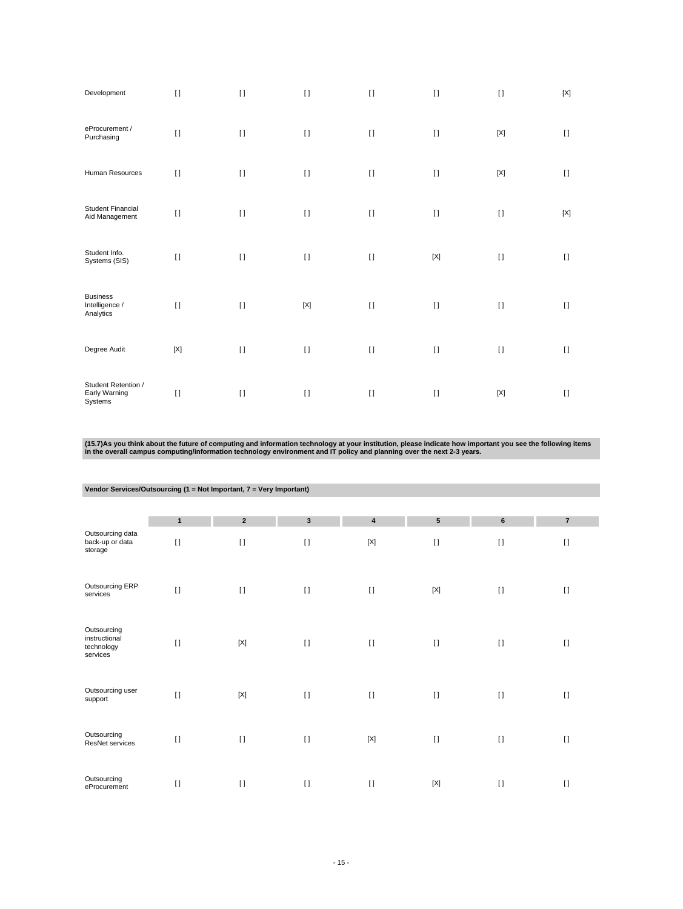| | | | | | | | |
|---|---|---|---|---|---|---|---|
| Development | [] | [] | [] | [] | [] | [] | [X] |
| eProcurement / Purchasing | [] | [] | [] | [] | [] | [X] | [] |
| Human Resources | [] | [] | [] | [] | [] | [X] | [] |
| Student Financial Aid Management | [] | [] | [] | [] | [] | [] | [X] |
| Student Info. Systems (SIS) | [] | [] | [] | [] | [X] | [] | [] |
| Business Intelligence / Analytics | [] | [] | [X] | [] | [] | [] | [] |
| Degree Audit | [X] | [] | [] | [] | [] | [] | [] |
| Student Retention / Early Warning Systems | [] | [] | [] | [] | [] | [X] | [] |

**(15.7)As you think about the future of computing and information technology at your institution, please indicate how important you see the following items in the overall campus computing/information technology environment and IT policy and planning over the next 2-3 years.**

**Vendor Services/Outsourcing (1 = Not Important, 7 = Very Important)**

| | 1 | 2 | 3 | 4 | 5 | 6 | 7 |
|---|---|---|---|---|---|---|---|
| Outsourcing data back-up or data storage | [] | [] | [] | [X] | [] | [] | [] |
| Outsourcing ERP services | [] | [] | [] | [] | [X] | [] | [] |
| Outsourcing instructional technology services | [] | [X] | [] | [] | [] | [] | [] |
| Outsourcing user support | [] | [X] | [] | [] | [] | [] | [] |
| Outsourcing ResNet services | [] | [] | [] | [X] | [] | [] | [] |
| Outsourcing eProcurement | [] | [] | [] | [] | [X] | [] | [] |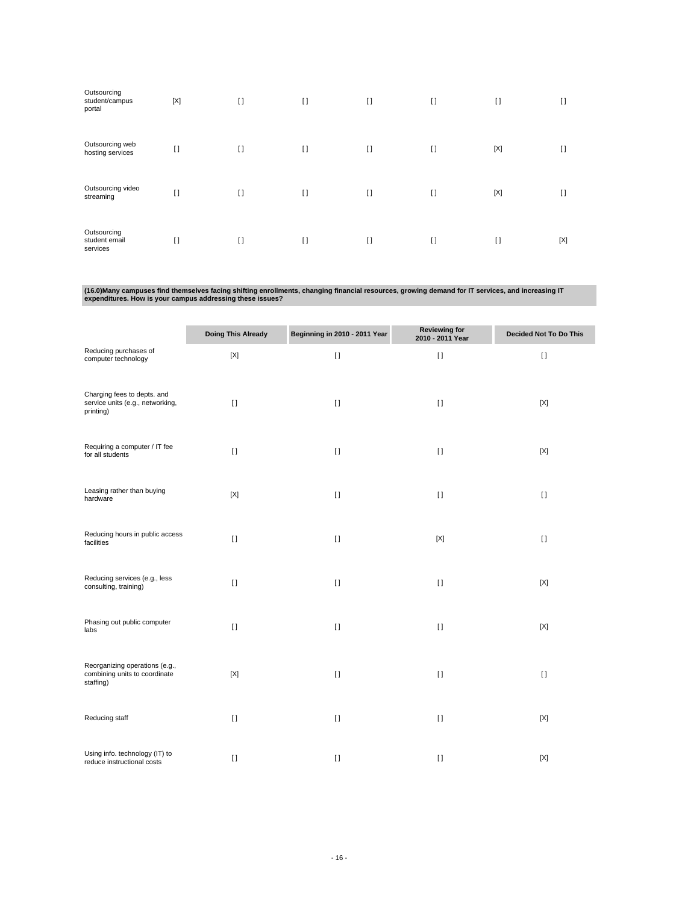| | | | | | | | |
|---|---|---|---|---|---|---|---|
| Outsourcing student/campus portal | [X] | [ ] | [ ] | [ ] | [ ] | [ ] | [ ] |
| Outsourcing web hosting services | [ ] | [ ] | [ ] | [ ] | [ ] | [X] | [ ] |
| Outsourcing video streaming | [ ] | [ ] | [ ] | [ ] | [ ] | [X] | [ ] |
| Outsourcing student email services | [ ] | [ ] | [ ] | [ ] | [ ] | [ ] | [X] |

**(16.0)Many campuses find themselves facing shifting enrollments, changing financial resources, growing demand for IT services, and increasing IT expenditures. How is your campus addressing these issues?**

| | Doing This Already | Beginning in 2010 - 2011 Year | Reviewing for 2010 - 2011 Year | Decided Not To Do This |
|---|---|---|---|---|
| Reducing purchases of computer technology | [X] | [ ] | [ ] | [ ] |
| Charging fees to depts. and service units (e.g., networking, printing) | [ ] | [ ] | [ ] | [X] |
| Requiring a computer / IT fee for all students | [ ] | [ ] | [ ] | [X] |
| Leasing rather than buying hardware | [X] | [ ] | [ ] | [ ] |
| Reducing hours in public access facilities | [ ] | [ ] | [X] | [ ] |
| Reducing services (e.g., less consulting, training) | [ ] | [ ] | [ ] | [X] |
| Phasing out public computer labs | [ ] | [ ] | [ ] | [X] |
| Reorganizing operations (e.g., combining units to coordinate staffing) | [X] | [ ] | [ ] | [ ] |
| Reducing staff | [ ] | [ ] | [ ] | [X] |
| Using info. technology (IT) to reduce instructional costs | [ ] | [ ] | [ ] | [X] |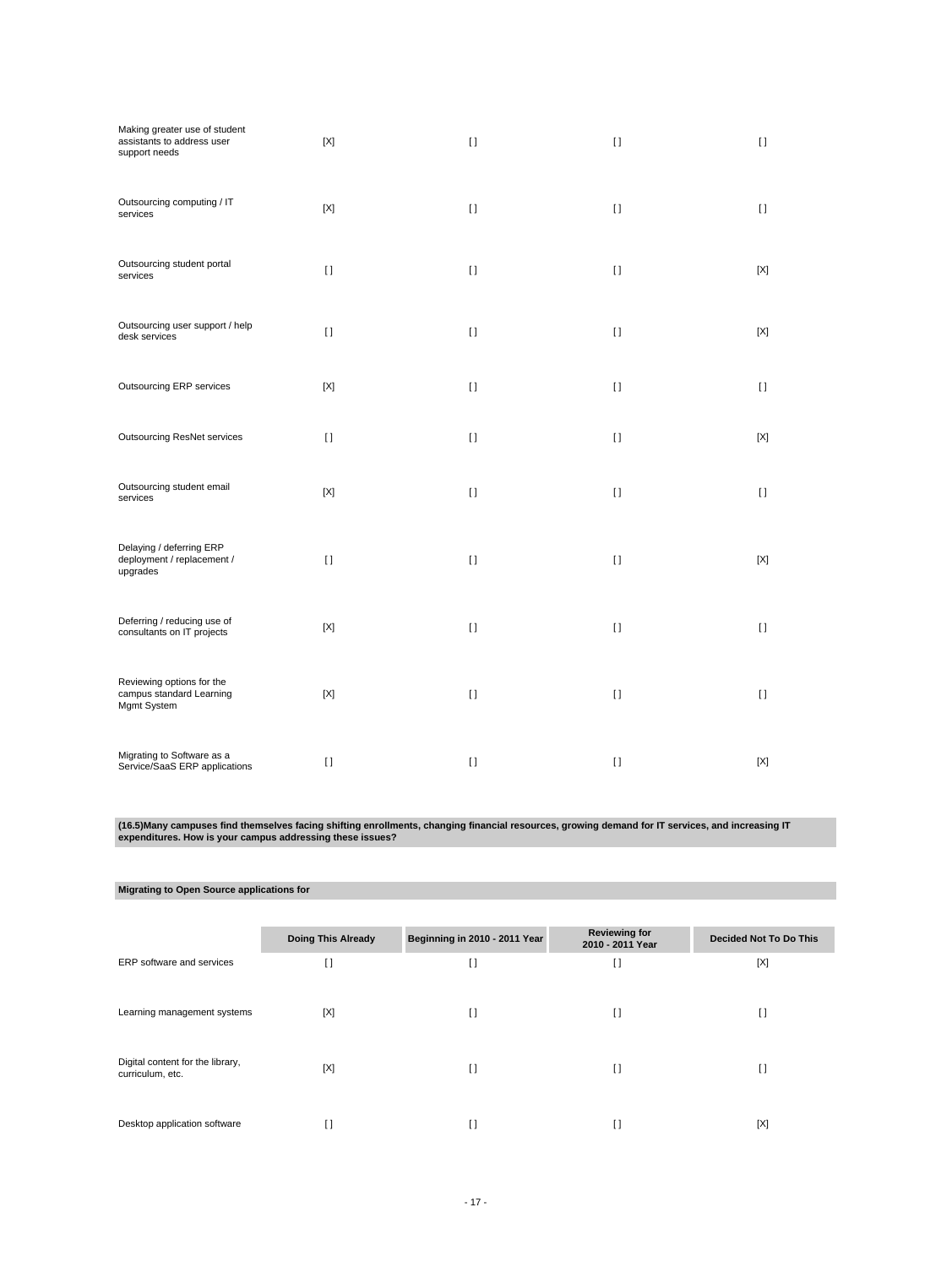| | | | | |
|---|---|---|---|---|
| Making greater use of student assistants to address user support needs | [X] | [] | [] | [] |
| Outsourcing computing / IT services | [X] | [] | [] | [] |
| Outsourcing student portal services | [] | [] | [] | [X] |
| Outsourcing user support / help desk services | [] | [] | [] | [X] |
| Outsourcing ERP services | [X] | [] | [] | [] |
| Outsourcing ResNet services | [] | [] | [] | [X] |
| Outsourcing student email services | [X] | [] | [] | [] |
| Delaying / deferring ERP deployment / replacement / upgrades | [] | [] | [] | [X] |
| Deferring / reducing use of consultants on IT projects | [X] | [] | [] | [] |
| Reviewing options for the campus standard Learning Mgmt System | [X] | [] | [] | [] |
| Migrating to Software as a Service/SaaS ERP applications | [] | [] | [] | [X] |

**(16.5)Many campuses find themselves facing shifting enrollments, changing financial resources, growing demand for IT services, and increasing IT expenditures. How is your campus addressing these issues?**

**Migrating to Open Source applications for**

| | Doing This Already | Beginning in 2010 - 2011 Year | Reviewing for 2010 - 2011 Year | Decided Not To Do This |
|---|---|---|---|---|
| ERP software and services | [] | [] | [] | [X] |
| Learning management systems | [X] | [] | [] | [] |
| Digital content for the library, curriculum, etc. | [X] | [] | [] | [] |
| Desktop application software | [] | [] | [] | [X] |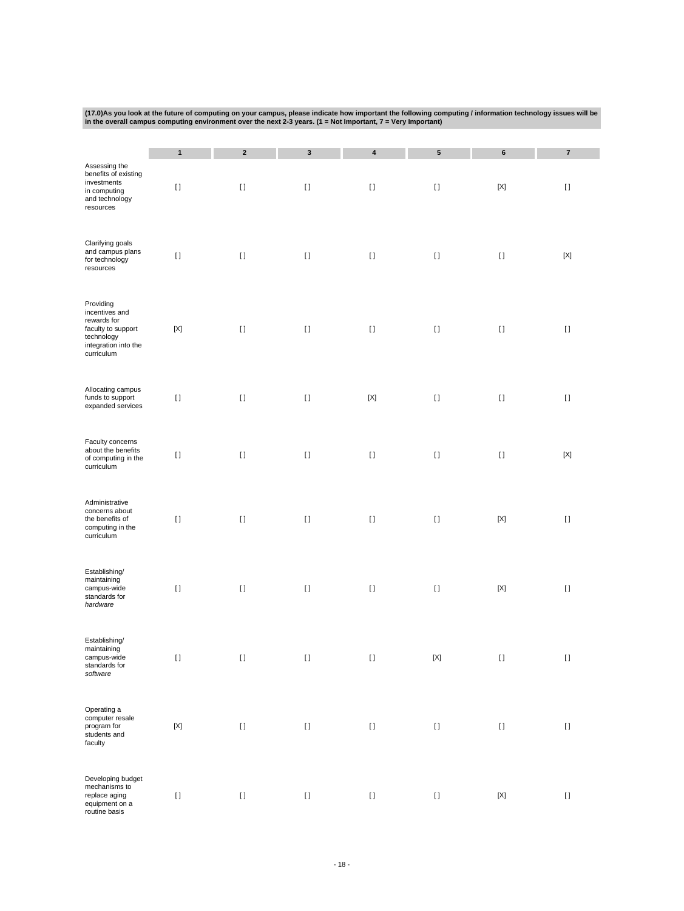**(17.0)As you look at the future of computing on your campus, please indicate how important the following computing / information technology issues will be in the overall campus computing environment over the next 2-3 years. (1 = Not Important, 7 = Very Important)**

| | 1 | 2 | 3 | 4 | 5 | 6 | 7 |
|---|---|---|---|---|---|---|---|
| Assessing the benefits of existing investments in computing and technology resources | [] | [] | [] | [] | [] | [X] | [] |
| Clarifying goals and campus plans for technology resources | [] | [] | [] | [] | [] | [] | [X] |
| Providing incentives and rewards for faculty to support technology integration into the curriculum | [X] | [] | [] | [] | [] | [] | [] |
| Allocating campus funds to support expanded services | [] | [] | [] | [X] | [] | [] | [] |
| Faculty concerns about the benefits of computing in the curriculum | [] | [] | [] | [] | [] | [] | [X] |
| Administrative concerns about the benefits of computing in the curriculum | [] | [] | [] | [] | [] | [X] | [] |
| Establishing/ maintaining campus-wide standards for *hardware* | [] | [] | [] | [] | [] | [X] | [] |
| Establishing/ maintaining campus-wide standards for *software* | [] | [] | [] | [] | [X] | [] | [] |
| Operating a computer resale program for students and faculty | [X] | [] | [] | [] | [] | [] | [] |
| Developing budget mechanisms to replace aging equipment on a routine basis | [] | [] | [] | [] | [] | [X] | [] |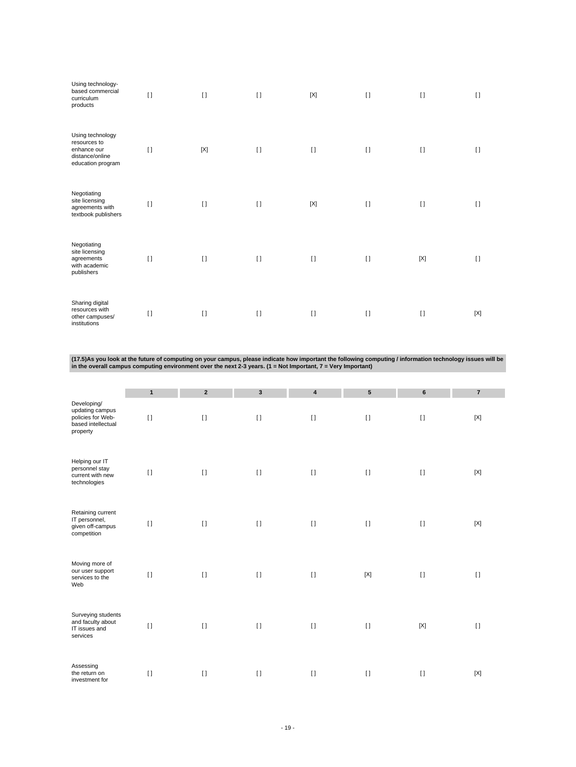| | | | | | | | |
|---|---|---|---|---|---|---|---|
| Using technology-based commercial curriculum products | [ ] | [ ] | [ ] | [X] | [ ] | [ ] | [ ] |
| Using technology resources to enhance our distance/online education program | [ ] | [X] | [ ] | [ ] | [ ] | [ ] | [ ] |
| Negotiating site licensing agreements with textbook publishers | [ ] | [ ] | [ ] | [X] | [ ] | [ ] | [ ] |
| Negotiating site licensing agreements with academic publishers | [ ] | [ ] | [ ] | [ ] | [ ] | [X] | [ ] |
| Sharing digital resources with other campuses/ institutions | [ ] | [ ] | [ ] | [ ] | [ ] | [ ] | [X] |

**(17.5)As you look at the future of computing on your campus, please indicate how important the following computing / information technology issues will be in the overall campus computing environment over the next 2-3 years. (1 = Not Important, 7 = Very Important)**

| | 1 | 2 | 3 | 4 | 5 | 6 | 7 |
|---|---|---|---|---|---|---|---|
| Developing/ updating campus policies for Web-based intellectual property | [ ] | [ ] | [ ] | [ ] | [ ] | [ ] | [X] |
| Helping our IT personnel stay current with new technologies | [ ] | [ ] | [ ] | [ ] | [ ] | [ ] | [X] |
| Retaining current IT personnel, given off-campus competition | [ ] | [ ] | [ ] | [ ] | [ ] | [ ] | [X] |
| Moving more of our user support services to the Web | [ ] | [ ] | [ ] | [ ] | [X] | [ ] | [ ] |
| Surveying students and faculty about IT issues and services | [ ] | [ ] | [ ] | [ ] | [ ] | [X] | [ ] |
| Assessing the return on investment for | [ ] | [ ] | [ ] | [ ] | [ ] | [ ] | [X] |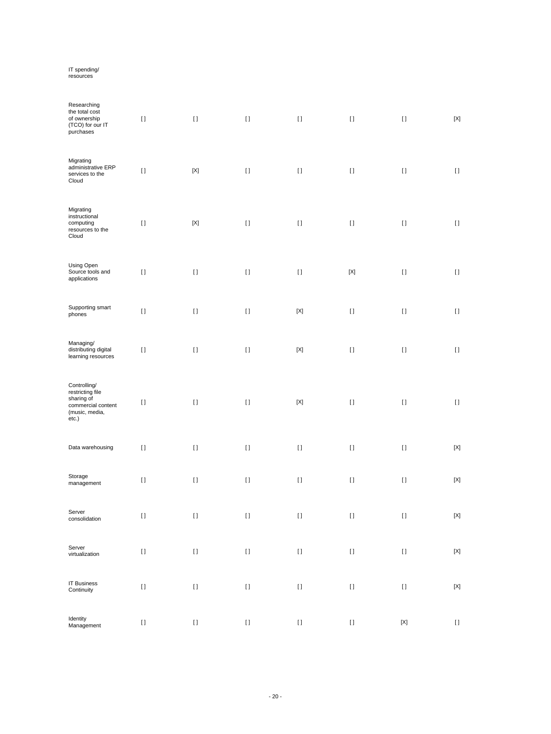IT spending/ resources

| | | | | | | | |
|---|---|---|---|---|---|---|---|
| Researching the total cost of ownership (TCO) for our IT purchases | [] | [] | [] | [] | [] | [] | [X] |
| Migrating administrative ERP services to the Cloud | [] | [X] | [] | [] | [] | [] | [] |
| Migrating instructional computing resources to the Cloud | [] | [X] | [] | [] | [] | [] | [] |
| Using Open Source tools and applications | [] | [] | [] | [] | [X] | [] | [] |
| Supporting smart phones | [] | [] | [] | [X] | [] | [] | [] |
| Managing/ distributing digital learning resources | [] | [] | [] | [X] | [] | [] | [] |
| Controlling/ restricting file sharing of commercial content (music, media, etc.) | [] | [] | [] | [X] | [] | [] | [] |
| Data warehousing | [] | [] | [] | [] | [] | [] | [X] |
| Storage management | [] | [] | [] | [] | [] | [] | [X] |
| Server consolidation | [] | [] | [] | [] | [] | [] | [X] |
| Server virtualization | [] | [] | [] | [] | [] | [] | [X] |
| IT Business Continuity | [] | [] | [] | [] | [] | [] | [X] |
| Identity Management | [] | [] | [] | [] | [] | [X] | [] |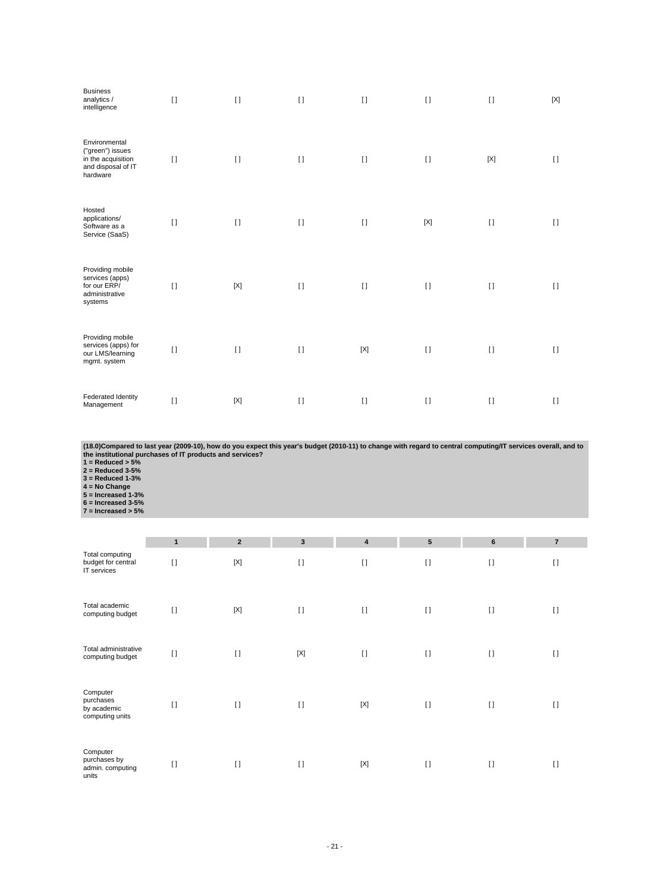| | | | | | | | |
|---|---|---|---|---|---|---|---|
| Business analytics / intelligence | [] | [] | [] | [] | [] | [] | [X] |
| Environmental ("green") issues in the acquisition and disposal of IT hardware | [] | [] | [] | [] | [] | [X] | [] |
| Hosted applications/ Software as a Service (SaaS) | [] | [] | [] | [] | [X] | [] | [] |
| Providing mobile services (apps) for our ERP/ administrative systems | [] | [X] | [] | [] | [] | [] | [] |
| Providing mobile services (apps) for our LMS/learning mgmt. system | [] | [] | [] | [X] | [] | [] | [] |
| Federated Identity Management | [] | [X] | [] | [] | [] | [] | [] |

**(18.0)Compared to last year (2009-10), how do you expect this year's budget (2010-11) to change with regard to central computing/IT services overall, and to the institutional purchases of IT products and services?**
**1 = Reduced > 5%**
**2 = Reduced 3-5%**
**3 = Reduced 1-3%**
**4 = No Change**
**5 = Increased 1-3%**
**6 = Increased 3-5%**
**7 = Increased > 5%**

| | 1 | 2 | 3 | 4 | 5 | 6 | 7 |
|---|---|---|---|---|---|---|---|
| Total computing budget for central IT services | [] | [X] | [] | [] | [] | [] | [] |
| Total academic computing budget | [] | [X] | [] | [] | [] | [] | [] |
| Total administrative computing budget | [] | [] | [X] | [] | [] | [] | [] |
| Computer purchases by academic computing units | [] | [] | [] | [X] | [] | [] | [] |
| Computer purchases by admin. computing units | [] | [] | [] | [X] | [] | [] | [] |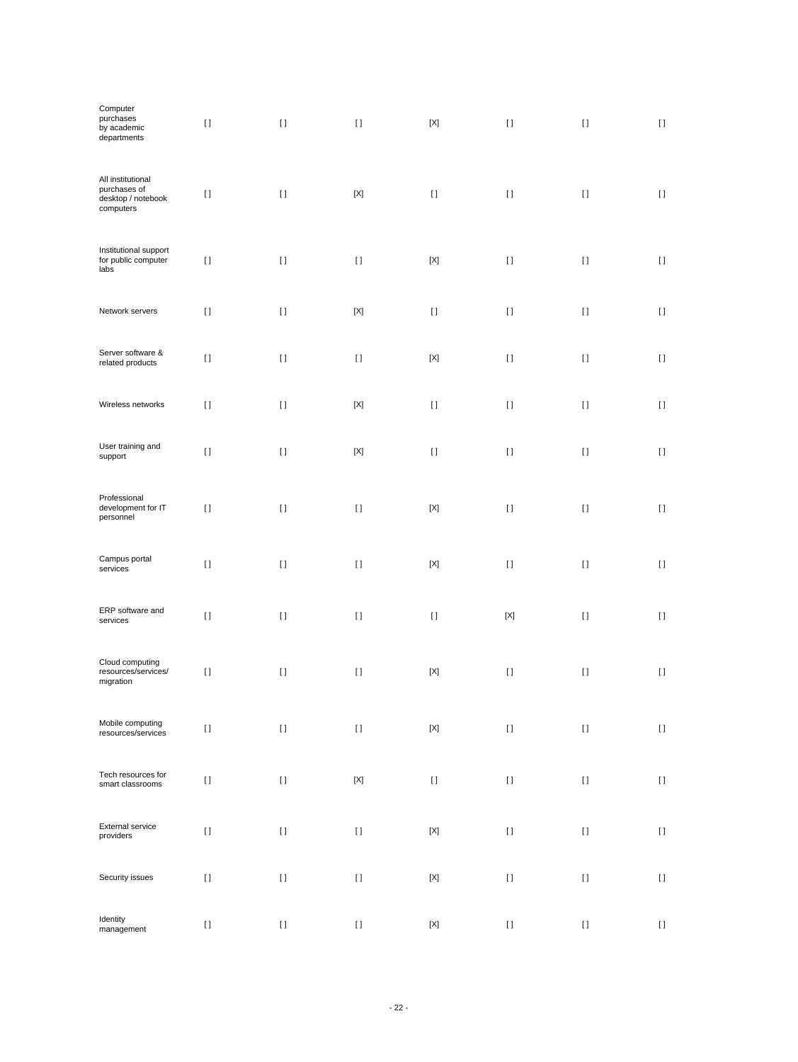| | | | | | | | |
|---|---|---|---|---|---|---|---|
| Computer purchases by academic departments | [] | [] | [] | [X] | [] | [] | [] |
| All institutional purchases of desktop / notebook computers | [] | [] | [X] | [] | [] | [] | [] |
| Institutional support for public computer labs | [] | [] | [] | [X] | [] | [] | [] |
| Network servers | [] | [] | [X] | [] | [] | [] | [] |
| Server software & related products | [] | [] | [] | [X] | [] | [] | [] |
| Wireless networks | [] | [] | [X] | [] | [] | [] | [] |
| User training and support | [] | [] | [X] | [] | [] | [] | [] |
| Professional development for IT personnel | [] | [] | [] | [X] | [] | [] | [] |
| Campus portal services | [] | [] | [] | [X] | [] | [] | [] |
| ERP software and services | [] | [] | [] | [] | [X] | [] | [] |
| Cloud computing resources/services/ migration | [] | [] | [] | [X] | [] | [] | [] |
| Mobile computing resources/services | [] | [] | [] | [X] | [] | [] | [] |
| Tech resources for smart classrooms | [] | [] | [X] | [] | [] | [] | [] |
| External service providers | [] | [] | [] | [X] | [] | [] | [] |
| Security issues | [] | [] | [] | [X] | [] | [] | [] |
| Identity management | [] | [] | [] | [X] | [] | [] | [] |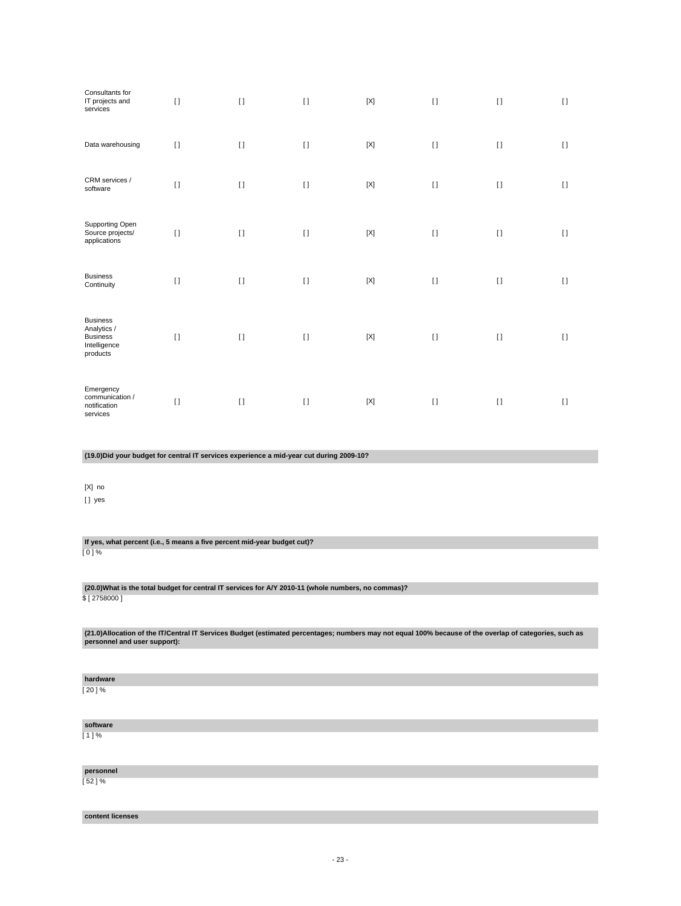| | | | | | | | |
|---|---|---|---|---|---|---|---|
| Consultants for IT projects and services | [ ] | [ ] | [ ] | [X] | [ ] | [ ] | [ ] |
| Data warehousing | [ ] | [ ] | [ ] | [X] | [ ] | [ ] | [ ] |
| CRM services / software | [ ] | [ ] | [ ] | [X] | [ ] | [ ] | [ ] |
| Supporting Open Source projects/ applications | [ ] | [ ] | [ ] | [X] | [ ] | [ ] | [ ] |
| Business Continuity | [ ] | [ ] | [ ] | [X] | [ ] | [ ] | [ ] |
| Business Analytics / Business Intelligence products | [ ] | [ ] | [ ] | [X] | [ ] | [ ] | [ ] |
| Emergency communication / notification services | [ ] | [ ] | [ ] | [X] | [ ] | [ ] | [ ] |

**(19.0)Did your budget for central IT services experience a mid-year cut during 2009-10?**

[X] no

[ ] yes

**If yes, what percent (i.e., 5 means a five percent mid-year budget cut)?**

[ 0 ] %

**(20.0)What is the total budget for central IT services for A/Y 2010-11 (whole numbers, no commas)?**

$ [ 2758000 ]

**(21.0)Allocation of the IT/Central IT Services Budget (estimated percentages; numbers may not equal 100% because of the overlap of categories, such as personnel and user support):**

**hardware**

[ 20 ] %

**software**

[ 1 ] %

**personnel**

[ 52 ] %

**content licenses**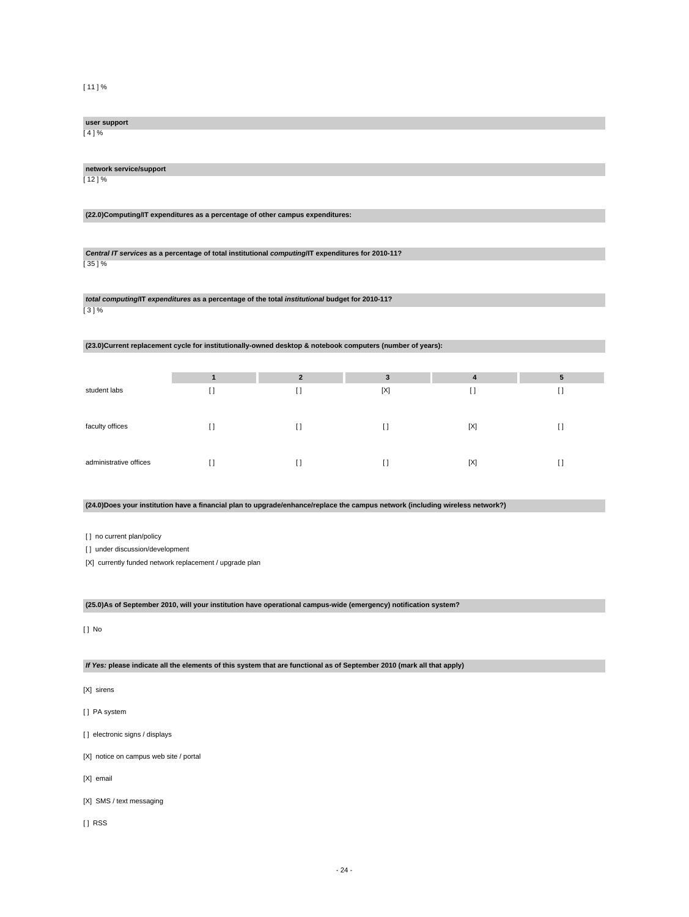[ 11 ] %

**user support**

[ 4 ] %

**network service/support**

[ 12 ] %

**(22.0)Computing/IT expenditures as a percentage of other campus expenditures:**

***Central IT services* as a percentage of total institutional *computing*/IT expenditures for 2010-11?**

[ 35 ] %

***total computing*/IT *expenditures* as a percentage of the total *institutional* budget for 2010-11?**

[ 3 ] %

**(23.0)Current replacement cycle for institutionally-owned desktop & notebook computers (number of years):**

| | 1 | 2 | 3 | 4 | 5 |
|---|---|---|---|---|---|
| student labs | [ ] | [ ] | [X] | [ ] | [ ] |
| faculty offices | [ ] | [ ] | [ ] | [X] | [ ] |
| administrative offices | [ ] | [ ] | [ ] | [X] | [ ] |

**(24.0)Does your institution have a financial plan to upgrade/enhance/replace the campus network (including wireless network?)**

[ ] no current plan/policy

[ ] under discussion/development

[X] currently funded network replacement / upgrade plan

**(25.0)As of September 2010, will your institution have operational campus-wide (emergency) notification system?**

[ ] No

***If Yes:* please indicate all the elements of this system that are functional as of September 2010 (mark all that apply)**

[X] sirens

[ ] PA system

[ ] electronic signs / displays

[X] notice on campus web site / portal

[X] email

[X] SMS / text messaging

[ ] RSS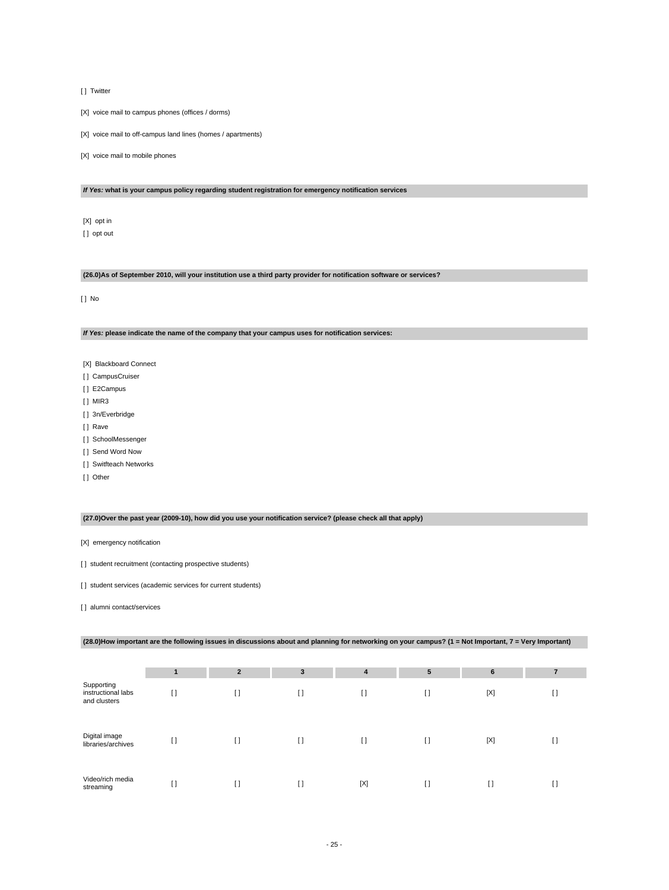[ ] Twitter

[X] voice mail to campus phones (offices / dorms)

[X] voice mail to off-campus land lines (homes / apartments)

[X] voice mail to mobile phones

***If Yes:* what is your campus policy regarding student registration for emergency notification services**

[X] opt in

[ ] opt out

**(26.0)As of September 2010, will your institution use a third party provider for notification software or services?**

[ ] No

***If Yes:* please indicate the name of the company that your campus uses for notification services:**

[X] Blackboard Connect

[ ] CampusCruiser

[ ] E2Campus

[ ] MIR3

[ ] 3n/Everbridge

[ ] Rave

[ ] SchoolMessenger

[ ] Send Word Now

[ ] Swiftteach Networks

[ ] Other

**(27.0)Over the past year (2009-10), how did you use your notification service? (please check all that apply)**

[X] emergency notification

[ ] student recruitment (contacting prospective students)

[ ] student services (academic services for current students)

[ ] alumni contact/services

**(28.0)How important are the following issues in discussions about and planning for networking on your campus? (1 = Not Important, 7 = Very Important)**

| | 1 | 2 | 3 | 4 | 5 | 6 | 7 |
|---|---|---|---|---|---|---|---|
| Supporting instructional labs and clusters | [ ] | [ ] | [ ] | [ ] | [ ] | [X] | [ ] |
| Digital image libraries/archives | [ ] | [ ] | [ ] | [ ] | [ ] | [X] | [ ] |
| Video/rich media streaming | [ ] | [ ] | [ ] | [X] | [ ] | [ ] | [ ] |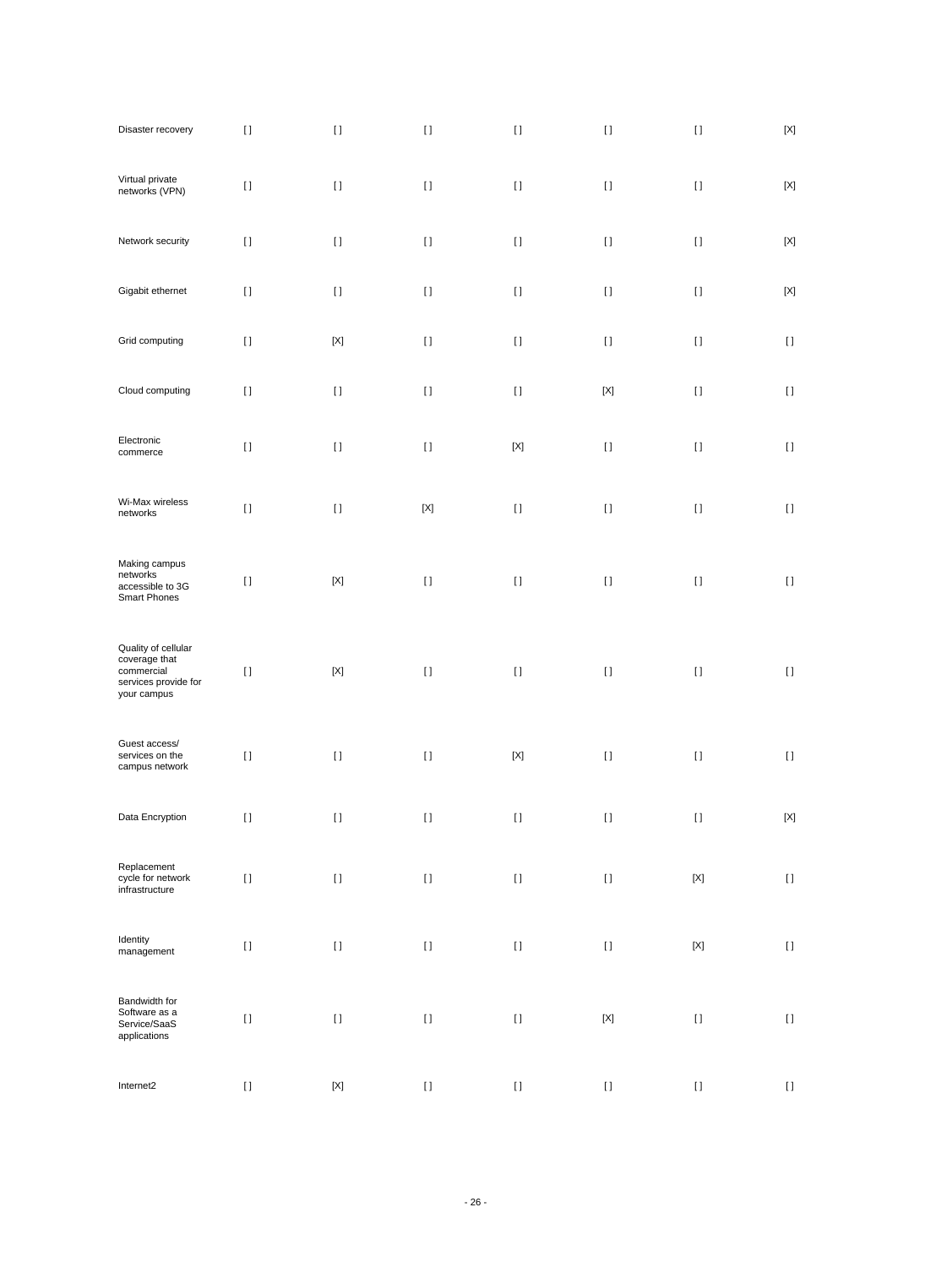| | | | | | | | |
|---|---|---|---|---|---|---|---|
| Disaster recovery | [] | [] | [] | [] | [] | [] | [X] |
| Virtual private networks (VPN) | [] | [] | [] | [] | [] | [] | [X] |
| Network security | [] | [] | [] | [] | [] | [] | [X] |
| Gigabit ethernet | [] | [] | [] | [] | [] | [] | [X] |
| Grid computing | [] | [X] | [] | [] | [] | [] | [] |
| Cloud computing | [] | [] | [] | [] | [X] | [] | [] |
| Electronic commerce | [] | [] | [] | [X] | [] | [] | [] |
| Wi-Max wireless networks | [] | [] | [X] | [] | [] | [] | [] |
| Making campus networks accessible to 3G Smart Phones | [] | [X] | [] | [] | [] | [] | [] |
| Quality of cellular coverage that commercial services provide for your campus | [] | [X] | [] | [] | [] | [] | [] |
| Guest access/ services on the campus network | [] | [] | [] | [X] | [] | [] | [] |
| Data Encryption | [] | [] | [] | [] | [] | [] | [X] |
| Replacement cycle for network infrastructure | [] | [] | [] | [] | [] | [X] | [] |
| Identity management | [] | [] | [] | [] | [] | [X] | [] |
| Bandwidth for Software as a Service/SaaS applications | [] | [] | [] | [] | [X] | [] | [] |
| Internet2 | [] | [X] | [] | [] | [] | [] | [] |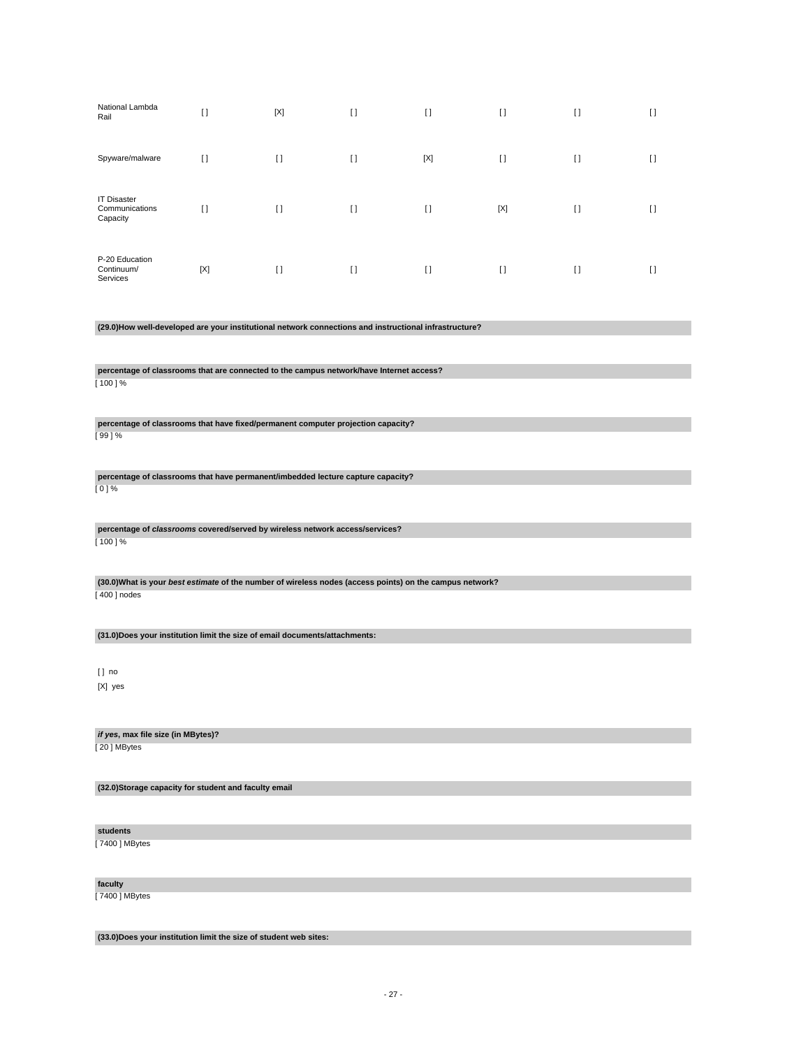| | | | | | | | |
|---|---|---|---|---|---|---|---|
| National Lambda Rail | [ ] | [X] | [ ] | [ ] | [ ] | [ ] | [ ] |
| Spyware/malware | [ ] | [ ] | [ ] | [X] | [ ] | [ ] | [ ] |
| IT Disaster Communications Capacity | [ ] | [ ] | [ ] | [ ] | [X] | [ ] | [ ] |
| P-20 Education Continuum/ Services | [X] | [ ] | [ ] | [ ] | [ ] | [ ] | [ ] |

**(29.0)How well-developed are your institutional network connections and instructional infrastructure?**

**percentage of classrooms that are connected to the campus network/have Internet access?**

[ 100 ] %

**percentage of classrooms that have fixed/permanent computer projection capacity?**

[ 99 ] %

**percentage of classrooms that have permanent/imbedded lecture capture capacity?**

[ 0 ] %

**percentage of *classrooms* covered/served by wireless network access/services?**

[ 100 ] %

**(30.0)What is your *best estimate* of the number of wireless nodes (access points) on the campus network?**

[ 400 ] nodes

**(31.0)Does your institution limit the size of email documents/attachments:**

[ ] no

[X] yes

***if yes*, max file size (in MBytes)?**

[ 20 ] MBytes

**(32.0)Storage capacity for student and faculty email**

**students**

[ 7400 ] MBytes

**faculty**

[ 7400 ] MBytes

**(33.0)Does your institution limit the size of student web sites:**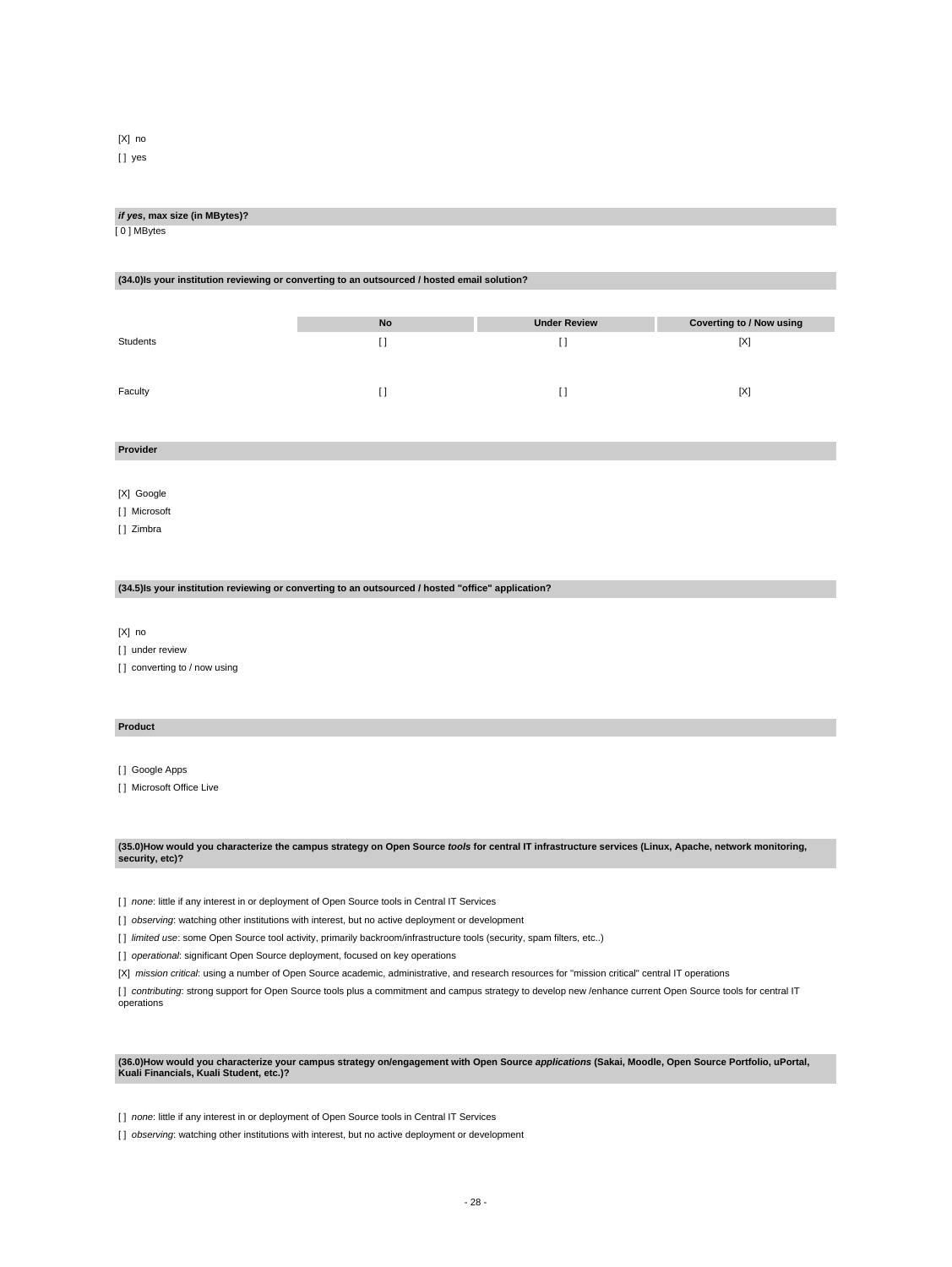[X] no

[ ] yes

**_if yes_, max size (in MBytes)?**

[ 0 ] MBytes

**(34.0)Is your institution reviewing or converting to an outsourced / hosted email solution?**

| | No | Under Review | Coverting to / Now using |
|---|---|---|---|
| Students | [ ] | [ ] | [X] |
| Faculty | [ ] | [ ] | [X] |

**Provider**

[X] Google

[ ] Microsoft

[ ] Zimbra

**(34.5)Is your institution reviewing or converting to an outsourced / hosted "office" application?**

[X] no

[ ] under review

[ ] converting to / now using

**Product**

[ ] Google Apps

[ ] Microsoft Office Live

**(35.0)How would you characterize the campus strategy on Open Source _tools_ for central IT infrastructure services (Linux, Apache, network monitoring, security, etc)?**

[ ] _none_: little if any interest in or deployment of Open Source tools in Central IT Services

[ ] _observing_: watching other institutions with interest, but no active deployment or development

[ ] _limited use_: some Open Source tool activity, primarily backroom/infrastructure tools (security, spam filters, etc..)

[ ] _operational_: significant Open Source deployment, focused on key operations

[X] _mission critical_: using a number of Open Source academic, administrative, and research resources for "mission critical" central IT operations

[ ] _contributing_: strong support for Open Source tools plus a commitment and campus strategy to develop new /enhance current Open Source tools for central IT operations

**(36.0)How would you characterize your campus strategy on/engagement with Open Source _applications_ (Sakai, Moodle, Open Source Portfolio, uPortal, Kuali Financials, Kuali Student, etc.)?**

[ ] _none_: little if any interest in or deployment of Open Source tools in Central IT Services

[ ] _observing_: watching other institutions with interest, but no active deployment or development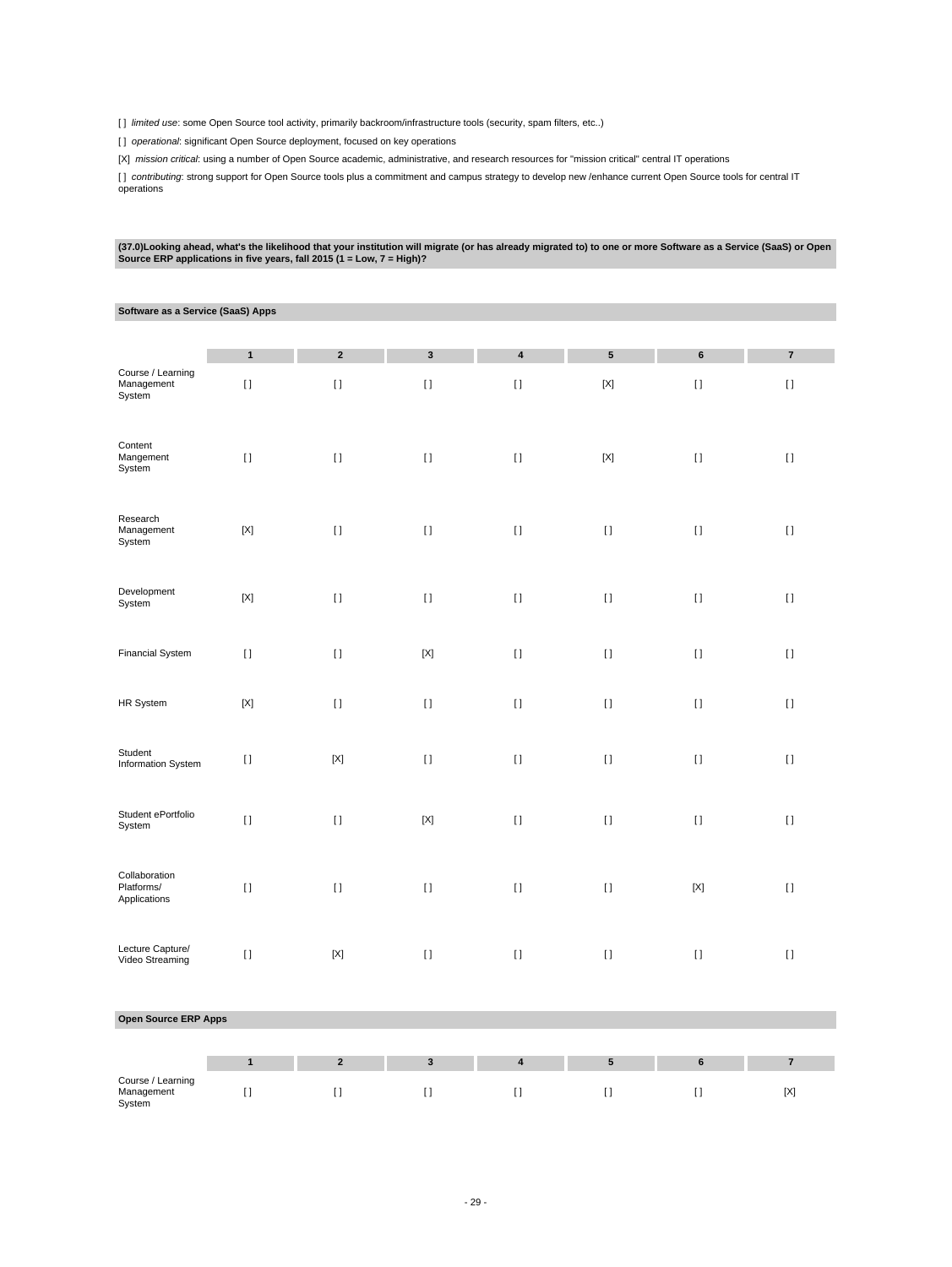[ ] *limited use*: some Open Source tool activity, primarily backroom/infrastructure tools (security, spam filters, etc..)

[ ] *operational*: significant Open Source deployment, focused on key operations

[X] *mission critical*: using a number of Open Source academic, administrative, and research resources for "mission critical" central IT operations

[ ] *contributing*: strong support for Open Source tools plus a commitment and campus strategy to develop new /enhance current Open Source tools for central IT operations

**(37.0)Looking ahead, what's the likelihood that your institution will migrate (or has already migrated to) to one or more Software as a Service (SaaS) or Open Source ERP applications in five years, fall 2015 (1 = Low, 7 = High)?**

**Software as a Service (SaaS) Apps**

| | 1 | 2 | 3 | 4 | 5 | 6 | 7 |
|---|---|---|---|---|---|---|---|
| Course / Learning Management System | [ ] | [ ] | [ ] | [ ] | [X] | [ ] | [ ] |
| Content Mangement System | [ ] | [ ] | [ ] | [ ] | [X] | [ ] | [ ] |
| Research Management System | [X] | [ ] | [ ] | [ ] | [ ] | [ ] | [ ] |
| Development System | [X] | [ ] | [ ] | [ ] | [ ] | [ ] | [ ] |
| Financial System | [ ] | [ ] | [X] | [ ] | [ ] | [ ] | [ ] |
| HR System | [X] | [ ] | [ ] | [ ] | [ ] | [ ] | [ ] |
| Student Information System | [ ] | [X] | [ ] | [ ] | [ ] | [ ] | [ ] |
| Student ePortfolio System | [ ] | [ ] | [X] | [ ] | [ ] | [ ] | [ ] |
| Collaboration Platforms/ Applications | [ ] | [ ] | [ ] | [ ] | [ ] | [X] | [ ] |
| Lecture Capture/ Video Streaming | [ ] | [X] | [ ] | [ ] | [ ] | [ ] | [ ] |

**Open Source ERP Apps**

| | 1 | 2 | 3 | 4 | 5 | 6 | 7 |
|---|---|---|---|---|---|---|---|
| Course / Learning Management System | [ ] | [ ] | [ ] | [ ] | [ ] | [ ] | [X] |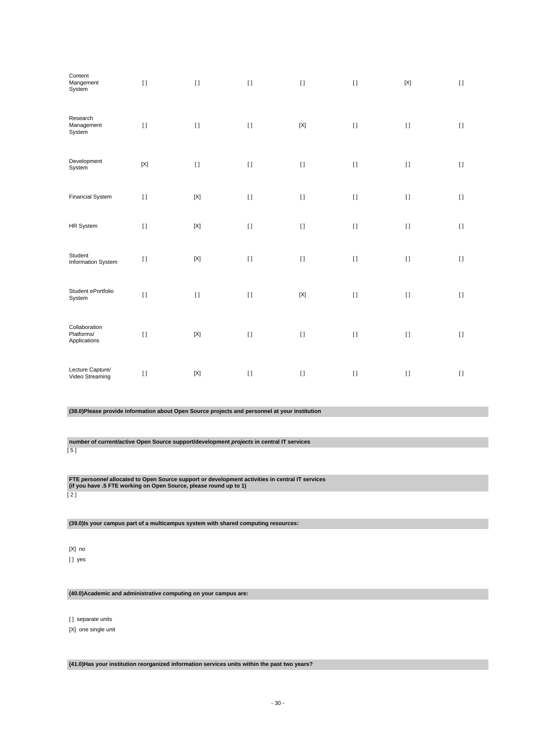| | | | | | | | |
|---|---|---|---|---|---|---|---|
| Content Mangement System | [ ] | [ ] | [ ] | [ ] | [ ] | [X] | [ ] |
| Research Management System | [ ] | [ ] | [ ] | [X] | [ ] | [ ] | [ ] |
| Development System | [X] | [ ] | [ ] | [ ] | [ ] | [ ] | [ ] |
| Financial System | [ ] | [X] | [ ] | [ ] | [ ] | [ ] | [ ] |
| HR System | [ ] | [X] | [ ] | [ ] | [ ] | [ ] | [ ] |
| Student Information System | [ ] | [X] | [ ] | [ ] | [ ] | [ ] | [ ] |
| Student ePortfolio System | [ ] | [ ] | [ ] | [X] | [ ] | [ ] | [ ] |
| Collaboration Platforms/ Applications | [ ] | [X] | [ ] | [ ] | [ ] | [ ] | [ ] |
| Lecture Capture/ Video Streaming | [ ] | [X] | [ ] | [ ] | [ ] | [ ] | [ ] |

**(38.0)Please provide information about Open Source projects and personnel at your institution**

**number of current/active Open Source support/development *projects* in central IT services**

[ 5 ]

**FTE *personnel* allocated to Open Source support or development activities in central IT services (if you have .5 FTE working on Open Source, please round up to 1)**

[ 2 ]

**(39.0)Is your campus part of a multicampus system with shared computing resources:**

[X] no

[ ] yes

**(40.0)Academic and administrative computing on your campus are:**

[ ] separate units

[X] one single unit

**(41.0)Has your institution reorganized information services units within the past two years?**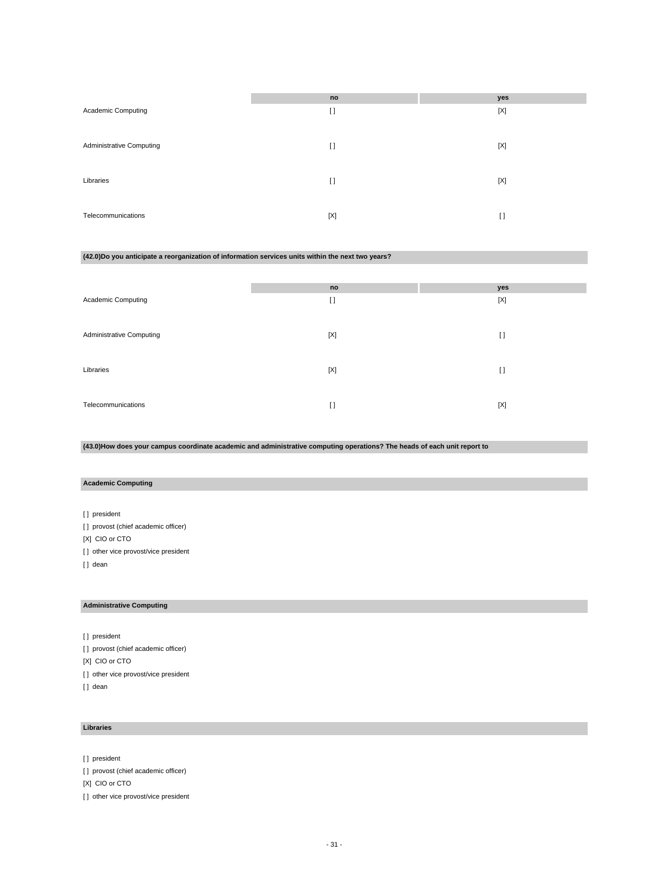| | no | yes |
|---|---|---|
| Academic Computing | [ ] | [X] |
| Administrative Computing | [ ] | [X] |
| Libraries | [ ] | [X] |
| Telecommunications | [X] | [ ] |

**(42.0)Do you anticipate a reorganization of information services units within the next two years?**

| | no | yes |
|---|---|---|
| Academic Computing | [ ] | [X] |
| Administrative Computing | [X] | [ ] |
| Libraries | [X] | [ ] |
| Telecommunications | [ ] | [X] |

**(43.0)How does your campus coordinate academic and administrative computing operations? The heads of each unit report to**

**Academic Computing**

[ ] president
[ ] provost (chief academic officer)
[X] CIO or CTO
[ ] other vice provost/vice president
[ ] dean

**Administrative Computing**

[ ] president
[ ] provost (chief academic officer)
[X] CIO or CTO
[ ] other vice provost/vice president
[ ] dean

**Libraries**

[ ] president
[ ] provost (chief academic officer)
[X] CIO or CTO
[ ] other vice provost/vice president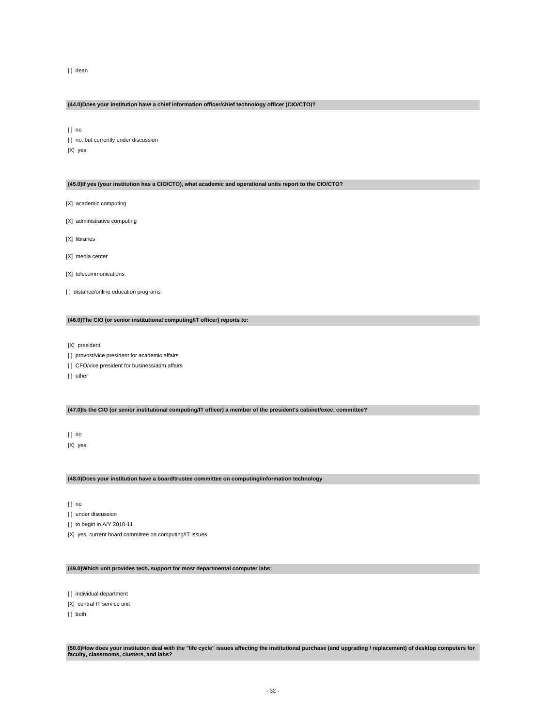[ ] dean

**(44.0)Does your institution have a chief information officer/chief technology officer (CIO/CTO)?**

[ ] no

[ ] no, but currently under discussion

[X] yes

**(45.0)If yes (your institution has a CIO/CTO), what academic and operational units report to the CIO/CTO?**

[X] academic computing

[X] administrative computing

[X] libraries

[X] media center

[X] telecommunications

[ ] distance/online education programs

**(46.0)The CIO (or senior institutional computing/IT officer) reports to:**

[X] president

[ ] provost/vice president for academic affairs

[ ] CFO/vice president for business/adm affairs

[ ] other

**(47.0)Is the CIO (or senior institutional computing/IT officer) a member of the president's cabinet/exec. committee?**

[ ] no

[X] yes

**(48.0)Does your institution have a board/trustee committee on computing/information technology**

[ ] no

[ ] under discussion

[ ] to begin in A/Y 2010-11

[X] yes, current board committee on computing/IT issues

**(49.0)Which unit provides tech. support for most departmental computer labs:**

[ ] individual department

[X] central IT service unit

[ ] both

**(50.0)How does your institution deal with the "life cycle" issues affecting the institutional purchase (and upgrading / replacement) of desktop computers for faculty, classrooms, clusters, and labs?**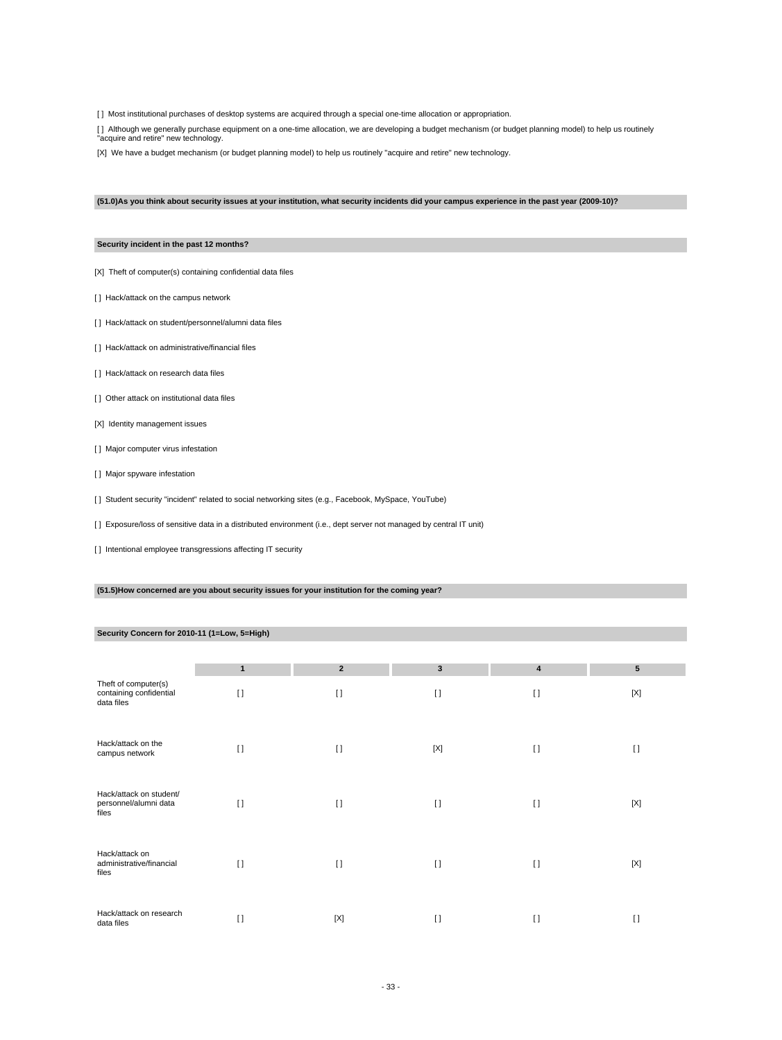[ ] Most institutional purchases of desktop systems are acquired through a special one-time allocation or appropriation.

[ ] Although we generally purchase equipment on a one-time allocation, we are developing a budget mechanism (or budget planning model) to help us routinely "acquire and retire" new technology.

[X] We have a budget mechanism (or budget planning model) to help us routinely "acquire and retire" new technology.

**(51.0)As you think about security issues at your institution, what security incidents did your campus experience in the past year (2009-10)?**

**Security incident in the past 12 months?**

[X] Theft of computer(s) containing confidential data files

[ ] Hack/attack on the campus network

[ ] Hack/attack on student/personnel/alumni data files

[ ] Hack/attack on administrative/financial files

[ ] Hack/attack on research data files

[ ] Other attack on institutional data files

[X] Identity management issues

[ ] Major computer virus infestation

[ ] Major spyware infestation

[ ] Student security "incident" related to social networking sites (e.g., Facebook, MySpace, YouTube)

[ ] Exposure/loss of sensitive data in a distributed environment (i.e., dept server not managed by central IT unit)

[ ] Intentional employee transgressions affecting IT security

**(51.5)How concerned are you about security issues for your institution for the coming year?**

**Security Concern for 2010-11 (1=Low, 5=High)**

| | 1 | 2 | 3 | 4 | 5 |
|---|---|---|---|---|---|
| Theft of computer(s) containing confidential data files | [ ] | [ ] | [ ] | [ ] | [X] |
| Hack/attack on the campus network | [ ] | [ ] | [X] | [ ] | [ ] |
| Hack/attack on student/ personnel/alumni data files | [ ] | [ ] | [ ] | [ ] | [X] |
| Hack/attack on administrative/financial files | [ ] | [ ] | [ ] | [ ] | [X] |
| Hack/attack on research data files | [ ] | [X] | [ ] | [ ] | [ ] |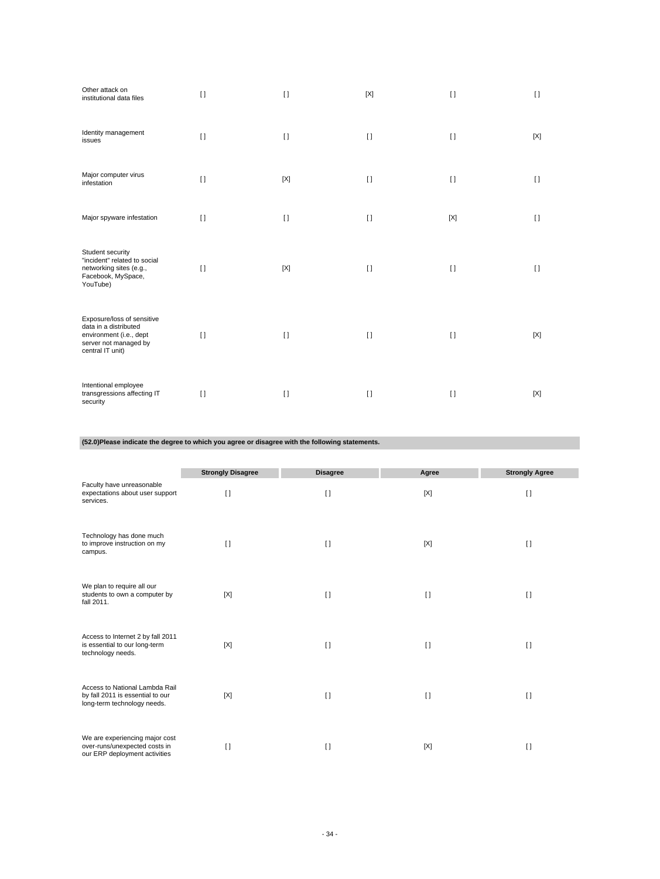| | | | | | |
|---|---|---|---|---|---|
| Other attack on institutional data files | [] | [] | [X] | [] | [] |
| Identity management issues | [] | [] | [] | [] | [X] |
| Major computer virus infestation | [] | [X] | [] | [] | [] |
| Major spyware infestation | [] | [] | [] | [X] | [] |
| Student security "incident" related to social networking sites (e.g., Facebook, MySpace, YouTube) | [] | [X] | [] | [] | [] |
| Exposure/loss of sensitive data in a distributed environment (i.e., dept server not managed by central IT unit) | [] | [] | [] | [] | [X] |
| Intentional employee transgressions affecting IT security | [] | [] | [] | [] | [X] |

**(52.0)Please indicate the degree to which you agree or disagree with the following statements.**

| | Strongly Disagree | Disagree | Agree | Strongly Agree |
|---|---|---|---|---|
| Faculty have unreasonable expectations about user support services. | [] | [] | [X] | [] |
| Technology has done much to improve instruction on my campus. | [] | [] | [X] | [] |
| We plan to require all our students to own a computer by fall 2011. | [X] | [] | [] | [] |
| Access to Internet 2 by fall 2011 is essential to our long-term technology needs. | [X] | [] | [] | [] |
| Access to National Lambda Rail by fall 2011 is essential to our long-term technology needs. | [X] | [] | [] | [] |
| We are experiencing major cost over-runs/unexpected costs in our ERP deployment activities | [] | [] | [X] | [] |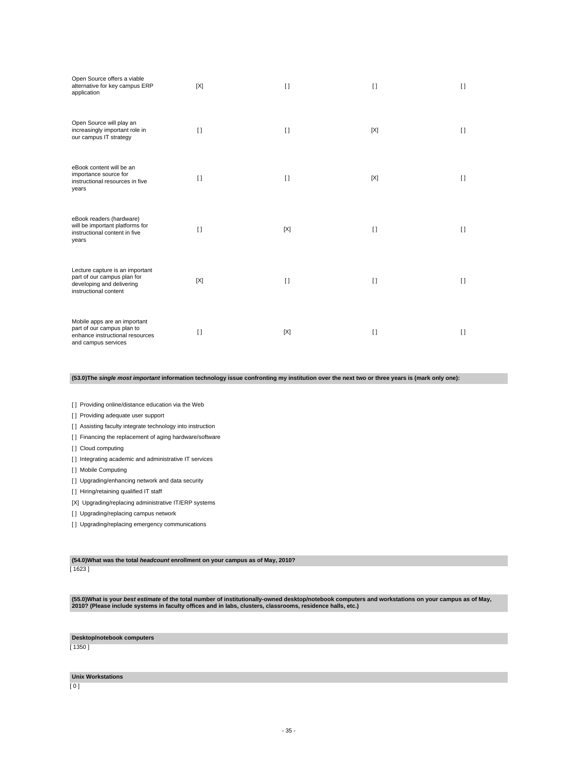| | | | | |
|---|---|---|---|---|
| Open Source offers a viable alternative for key campus ERP application | [X] | [ ] | [ ] | [ ] |
| Open Source will play an increasingly important role in our campus IT strategy | [ ] | [ ] | [X] | [ ] |
| eBook content will be an importance source for instructional resources in five years | [ ] | [ ] | [X] | [ ] |
| eBook readers (hardware) will be important platforms for instructional content in five years | [ ] | [X] | [ ] | [ ] |
| Lecture capture is an important part of our campus plan for developing and delivering instructional content | [X] | [ ] | [ ] | [ ] |
| Mobile apps are an important part of our campus plan to enhance instructional resources and campus services | [ ] | [X] | [ ] | [ ] |

**(53.0)The *single most important* information technology issue confronting my institution over the next two or three years is (mark only one):**

[ ] Providing online/distance education via the Web

[ ] Providing adequate user support

[ ] Assisting faculty integrate technology into instruction

[ ] Financing the replacement of aging hardware/software

[ ] Cloud computing

[ ] Integrating academic and administrative IT services

[ ] Mobile Computing

[ ] Upgrading/enhancing network and data security

[ ] Hiring/retaining qualified IT staff

[X] Upgrading/replacing administrative IT/ERP systems

[ ] Upgrading/replacing campus network

[ ] Upgrading/replacing emergency communications

**(54.0)What was the total *headcount* enrollment on your campus as of May, 2010?**

[ 1623 ]

**(55.0)What is your *best estimate* of the total number of institutionally-owned desktop/notebook computers and workstations on your campus as of May, 2010? (Please include systems in faculty offices and in labs, clusters, classrooms, residence halls, etc.)**

**Desktop/notebook computers**

[ 1350 ]

**Unix Workstations**

[ 0 ]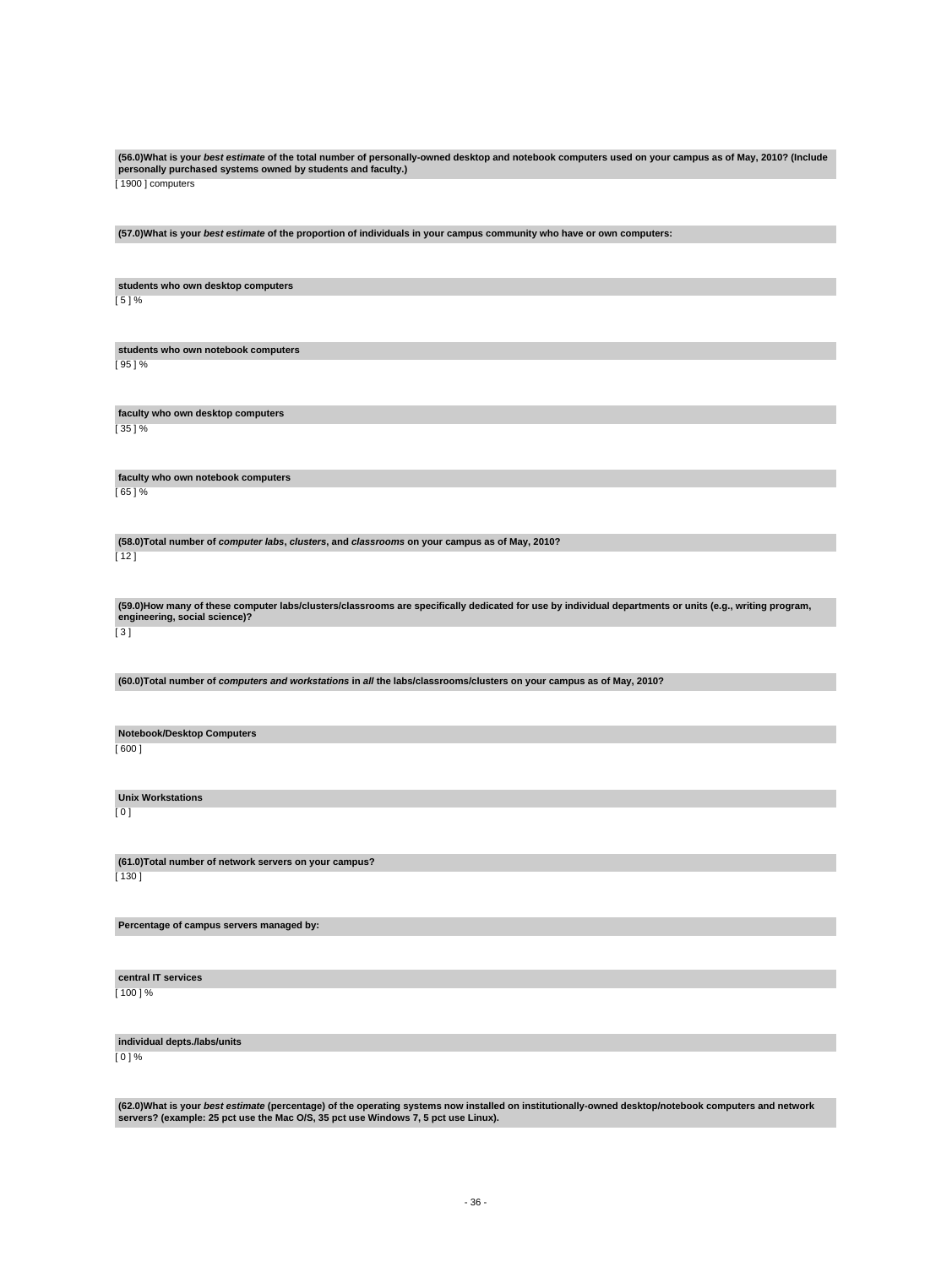**(56.0)What is your *best estimate* of the total number of personally-owned desktop and notebook computers used on your campus as of May, 2010? (Include personally purchased systems owned by students and faculty.)**

[ 1900 ] computers

**(57.0)What is your *best estimate* of the proportion of individuals in your campus community who have or own computers:**

**students who own desktop computers**

[ 5 ] %

**students who own notebook computers**

[ 95 ] %

**faculty who own desktop computers**

[ 35 ] %

**faculty who own notebook computers**

[ 65 ] %

**(58.0)Total number of *computer labs*, *clusters*, and *classrooms* on your campus as of May, 2010?**

[ 12 ]

**(59.0)How many of these computer labs/clusters/classrooms are specifically dedicated for use by individual departments or units (e.g., writing program, engineering, social science)?**

[ 3 ]

**(60.0)Total number of *computers and workstations* in *all* the labs/classrooms/clusters on your campus as of May, 2010?**

**Notebook/Desktop Computers**

[ 600 ]

**Unix Workstations**

[ 0 ]

**(61.0)Total number of network servers on your campus?**

[ 130 ]

**Percentage of campus servers managed by:**

**central IT services**

[ 100 ] %

**individual depts./labs/units**

[ 0 ] %

**(62.0)What is your *best estimate* (percentage) of the operating systems now installed on institutionally-owned desktop/notebook computers and network servers? (example: 25 pct use the Mac O/S, 35 pct use Windows 7, 5 pct use Linux).**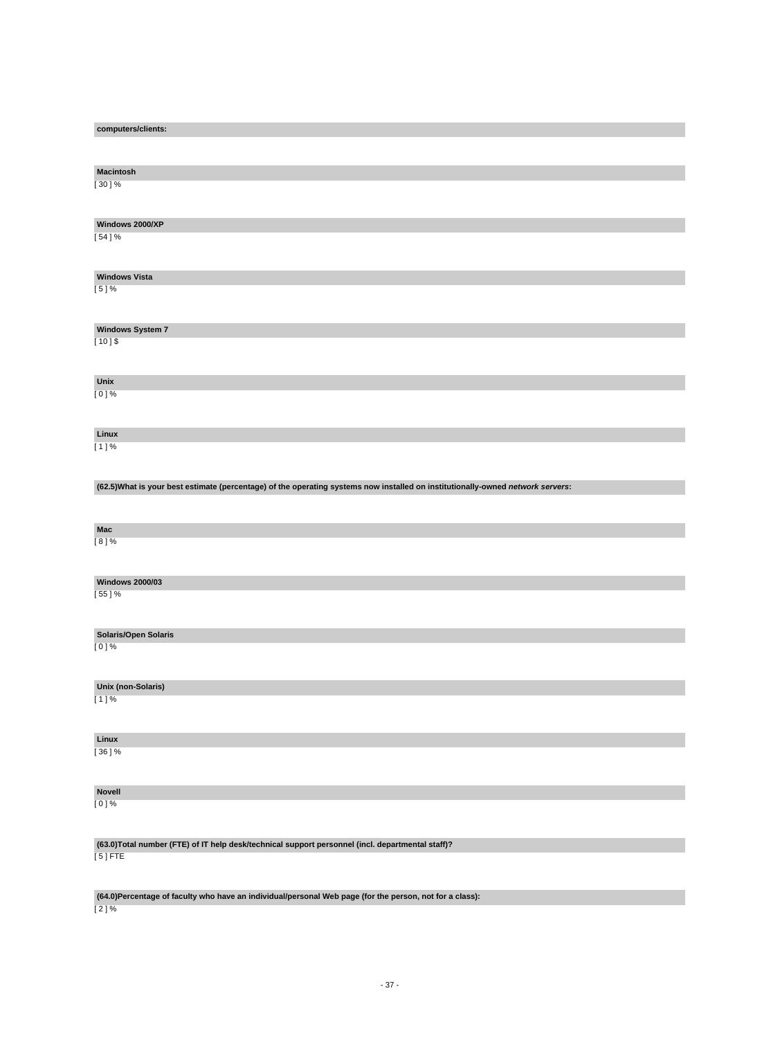**computers/clients:**

**Macintosh**

[ 30 ] %

**Windows 2000/XP**

[ 54 ] %

**Windows Vista**

[ 5 ] %

**Windows System 7**

[ 10 ] $

**Unix**

[ 0 ] %

**Linux**

[ 1 ] %

**(62.5)What is your best estimate (percentage) of the operating systems now installed on institutionally-owned *network servers*:**

**Mac**

[ 8 ] %

**Windows 2000/03**

[ 55 ] %

**Solaris/Open Solaris**

[ 0 ] %

**Unix (non-Solaris)**

[ 1 ] %

**Linux**

[ 36 ] %

**Novell**

[ 0 ] %

**(63.0)Total number (FTE) of IT help desk/technical support personnel (incl. departmental staff)?**

[ 5 ] FTE

**(64.0)Percentage of faculty who have an individual/personal Web page (for the person, not for a class):**

[ 2 ] %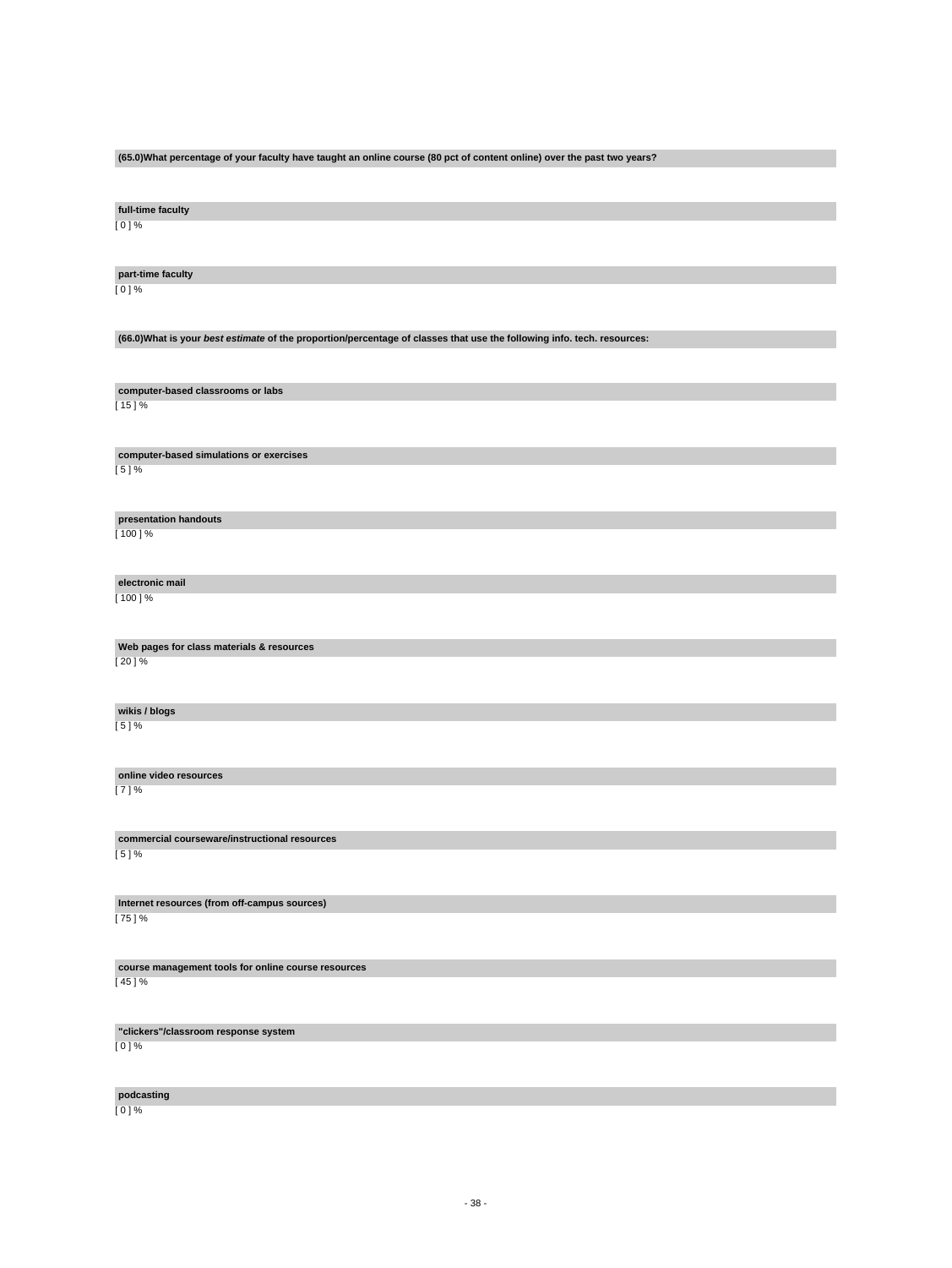**(65.0)What percentage of your faculty have taught an online course (80 pct of content online) over the past two years?**

**full-time faculty**

[ 0 ] %

**part-time faculty**

[ 0 ] %

**(66.0)What is your *best estimate* of the proportion/percentage of classes that use the following info. tech. resources:**

**computer-based classrooms or labs**

[ 15 ] %

**computer-based simulations or exercises**

[ 5 ] %

**presentation handouts**

[ 100 ] %

**electronic mail**

[ 100 ] %

**Web pages for class materials & resources**

[ 20 ] %

**wikis / blogs**

[ 5 ] %

**online video resources**

[ 7 ] %

**commercial courseware/instructional resources**

[ 5 ] %

**Internet resources (from off-campus sources)**

[ 75 ] %

**course management tools for online course resources**

[ 45 ] %

**"clickers"/classroom response system**

[ 0 ] %

**podcasting**

[ 0 ] %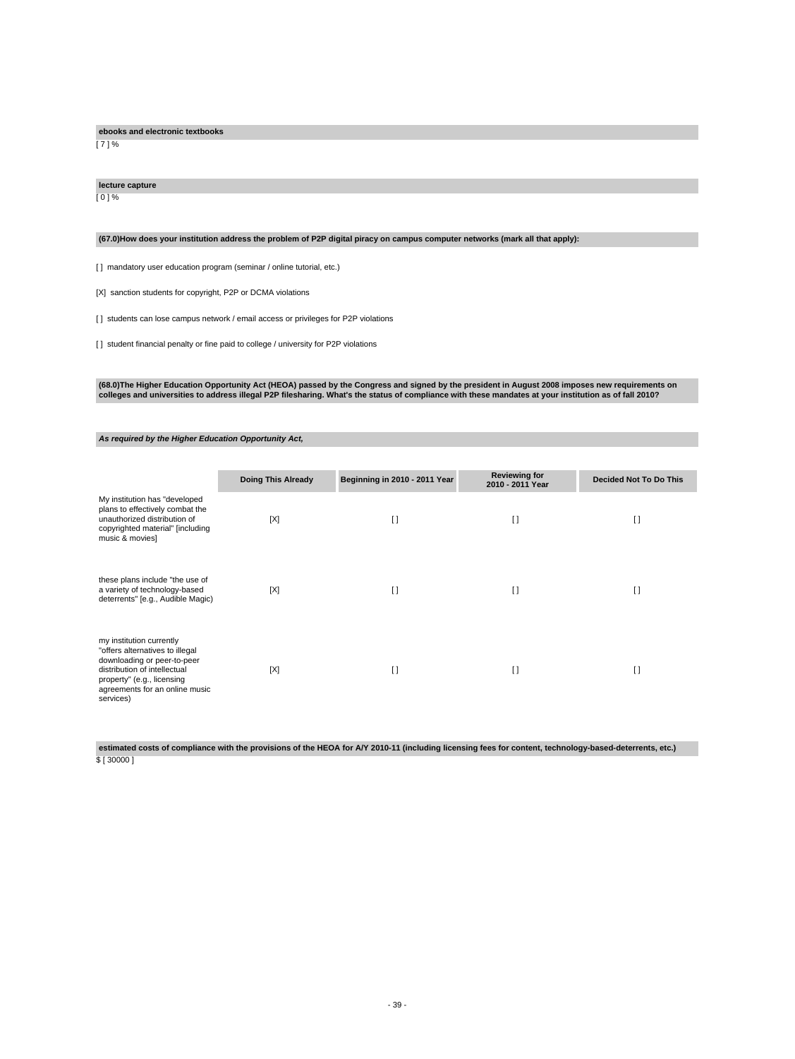**ebooks and electronic textbooks**

[ 7 ] %

**lecture capture**

[ 0 ] %

**(67.0)How does your institution address the problem of P2P digital piracy on campus computer networks (mark all that apply):**

[ ] mandatory user education program (seminar / online tutorial, etc.)

[X] sanction students for copyright, P2P or DCMA violations

[ ] students can lose campus network / email access or privileges for P2P violations

[ ] student financial penalty or fine paid to college / university for P2P violations

**(68.0)The Higher Education Opportunity Act (HEOA) passed by the Congress and signed by the president in August 2008 imposes new requirements on colleges and universities to address illegal P2P filesharing. What's the status of compliance with these mandates at your institution as of fall 2010?**

***As required by the Higher Education Opportunity Act,***

| | Doing This Already | Beginning in 2010 - 2011 Year | Reviewing for 2010 - 2011 Year | Decided Not To Do This |
|---|---|---|---|---|
| My institution has "developed plans to effectively combat the unauthorized distribution of copyrighted material" [including music & movies] | [X] | [ ] | [ ] | [ ] |
| these plans include "the use of a variety of technology-based deterrents" [e.g., Audible Magic) | [X] | [ ] | [ ] | [ ] |
| my institution currently "offers alternatives to illegal downloading or peer-to-peer distribution of intellectual property" (e.g., licensing agreements for an online music services) | [X] | [ ] | [ ] | [ ] |

**estimated costs of compliance with the provisions of the HEOA for A/Y 2010-11 (including licensing fees for content, technology-based-deterrents, etc.)**

$ [ 30000 ]